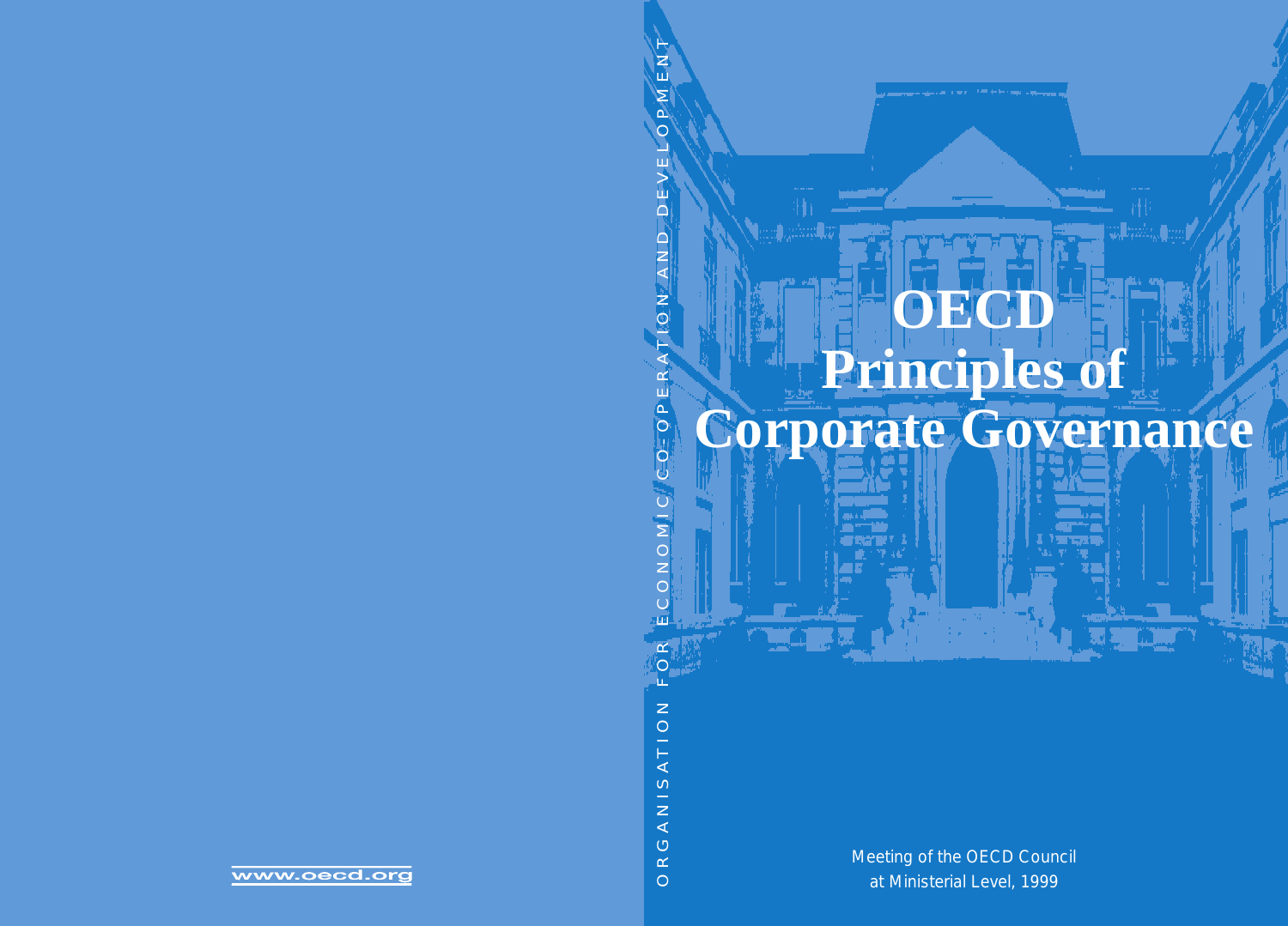ORGANISATION FOR ECONOMIC CO-OPERATION AND DEVELOPMENT

# OECD Principles of Corporate Governance

Meeting of the OECD Council
at Ministerial Level, 1999

www.oecd.org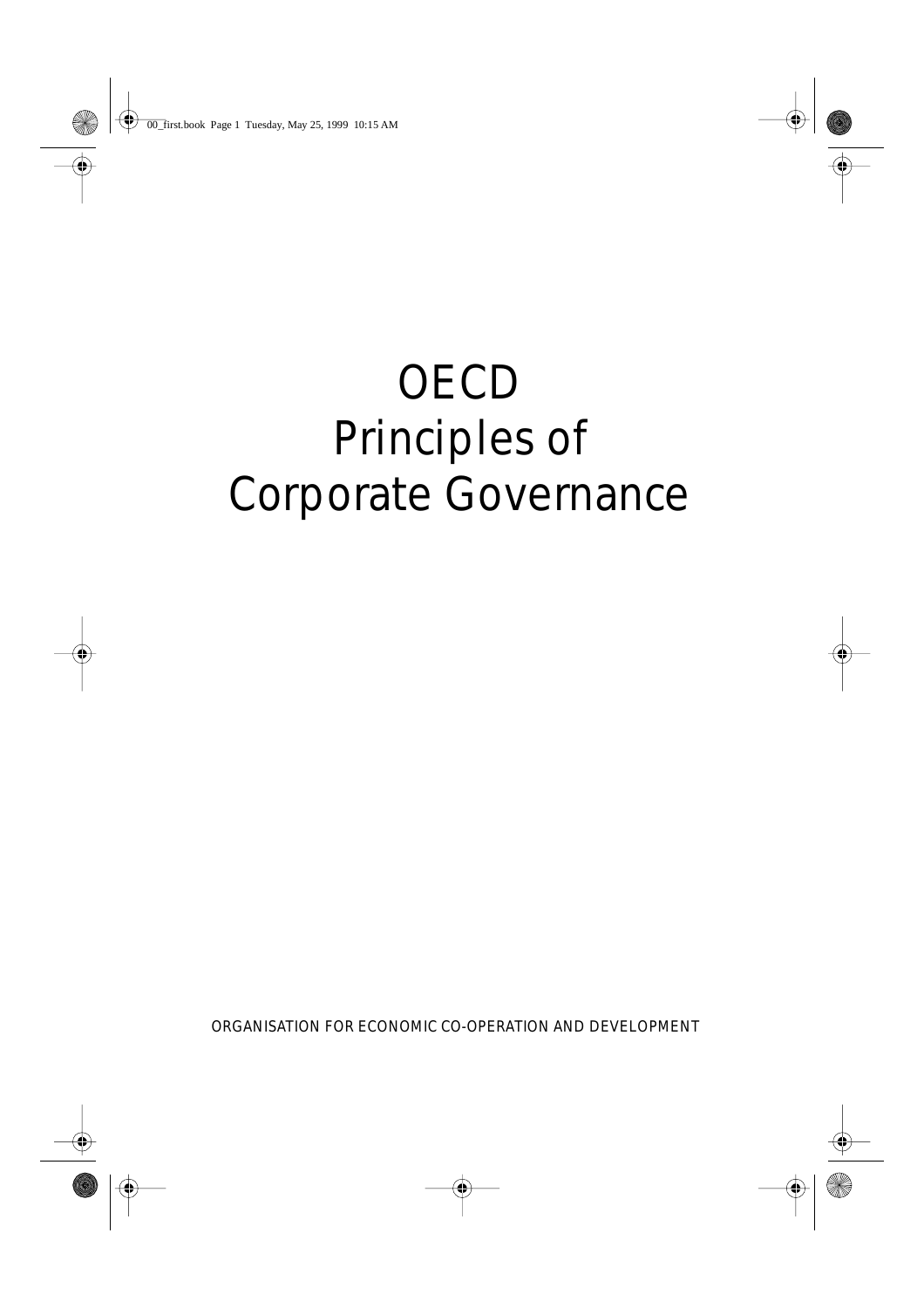# OECD
# Principles of
# Corporate Governance

ORGANISATION FOR ECONOMIC CO-OPERATION AND DEVELOPMENT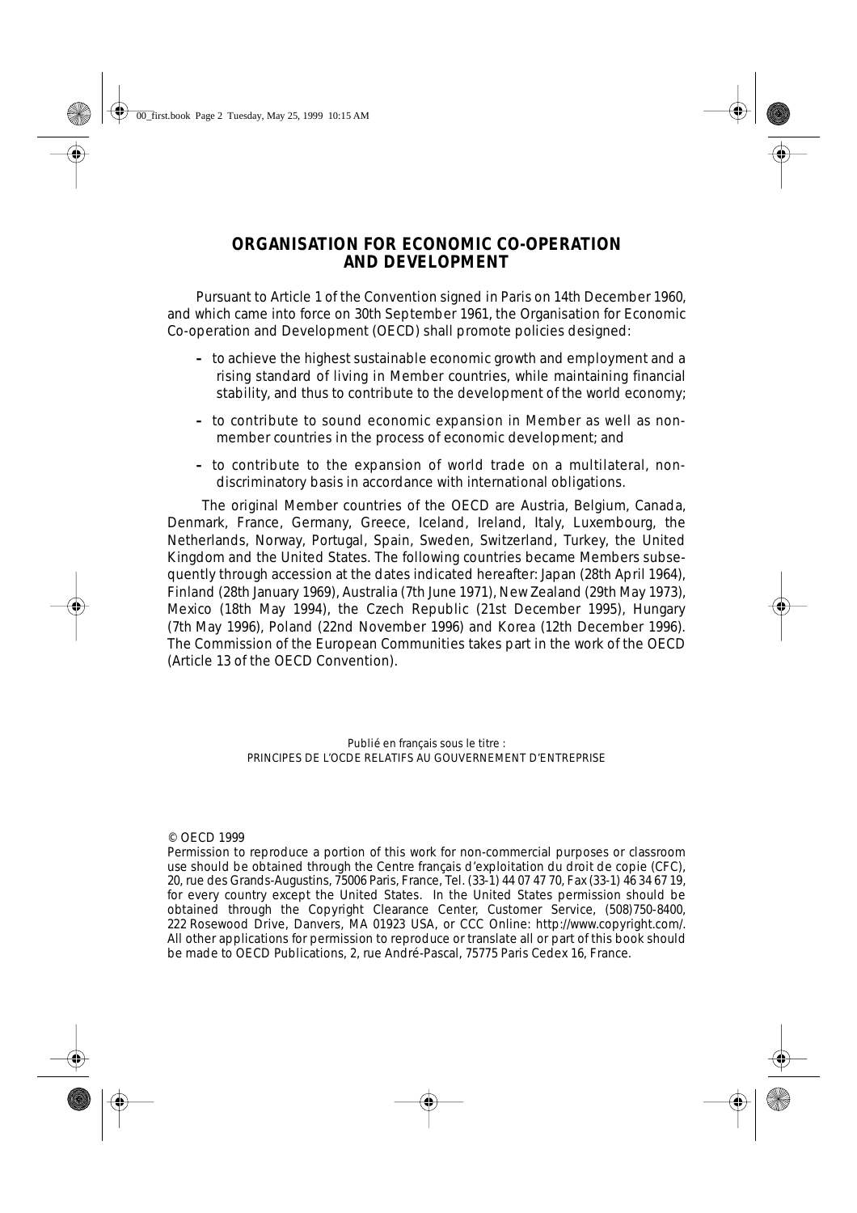# ORGANISATION FOR ECONOMIC CO-OPERATION AND DEVELOPMENT

Pursuant to Article 1 of the Convention signed in Paris on 14th December 1960, and which came into force on 30th September 1961, the Organisation for Economic Co-operation and Development (OECD) shall promote policies designed:

- to achieve the highest sustainable economic growth and employment and a rising standard of living in Member countries, while maintaining financial stability, and thus to contribute to the development of the world economy;
- to contribute to sound economic expansion in Member as well as non-member countries in the process of economic development; and
- to contribute to the expansion of world trade on a multilateral, non-discriminatory basis in accordance with international obligations.

The original Member countries of the OECD are Austria, Belgium, Canada, Denmark, France, Germany, Greece, Iceland, Ireland, Italy, Luxembourg, the Netherlands, Norway, Portugal, Spain, Sweden, Switzerland, Turkey, the United Kingdom and the United States. The following countries became Members subsequently through accession at the dates indicated hereafter: Japan (28th April 1964), Finland (28th January 1969), Australia (7th June 1971), New Zealand (29th May 1973), Mexico (18th May 1994), the Czech Republic (21st December 1995), Hungary (7th May 1996), Poland (22nd November 1996) and Korea (12th December 1996). The Commission of the European Communities takes part in the work of the OECD (Article 13 of the OECD Convention).

Publié en français sous le titre :
PRINCIPES DE L'OCDE RELATIFS AU GOUVERNEMENT D'ENTREPRISE

© OECD 1999

Permission to reproduce a portion of this work for non-commercial purposes or classroom use should be obtained through the Centre français d'exploitation du droit de copie (CFC), 20, rue des Grands-Augustins, 75006 Paris, France, Tel. (33-1) 44 07 47 70, Fax (33-1) 46 34 67 19, for every country except the United States. In the United States permission should be obtained through the Copyright Clearance Center, Customer Service, (508)750-8400, 222 Rosewood Drive, Danvers, MA 01923 USA, or CCC Online: http://www.copyright.com/. All other applications for permission to reproduce or translate all or part of this book should be made to OECD Publications, 2, rue André-Pascal, 75775 Paris Cedex 16, France.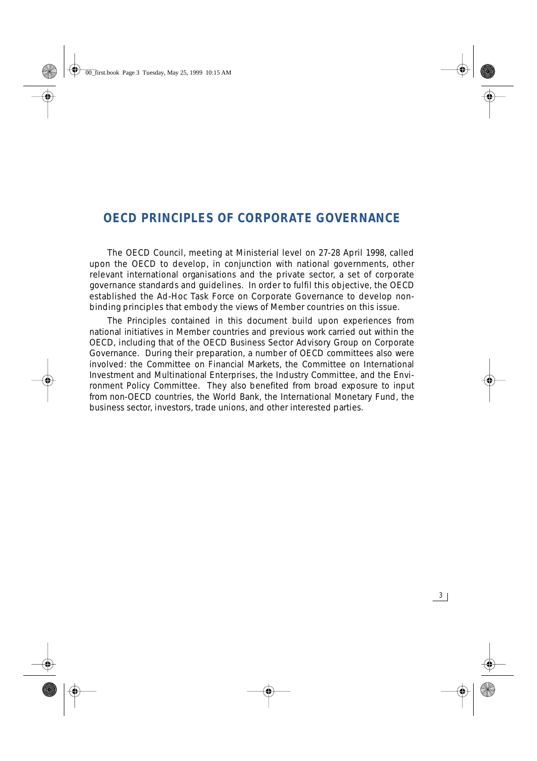# OECD PRINCIPLES OF CORPORATE GOVERNANCE

The OECD Council, meeting at Ministerial level on 27-28 April 1998, called upon the OECD to develop, in conjunction with national governments, other relevant international organisations and the private sector, a set of corporate governance standards and guidelines. In order to fulfil this objective, the OECD established the Ad-Hoc Task Force on Corporate Governance to develop non-binding principles that embody the views of Member countries on this issue.

The Principles contained in this document build upon experiences from national initiatives in Member countries and previous work carried out within the OECD, including that of the OECD Business Sector Advisory Group on Corporate Governance. During their preparation, a number of OECD committees also were involved: the Committee on Financial Markets, the Committee on International Investment and Multinational Enterprises, the Industry Committee, and the Environment Policy Committee. They also benefited from broad exposure to input from non-OECD countries, the World Bank, the International Monetary Fund, the business sector, investors, trade unions, and other interested parties.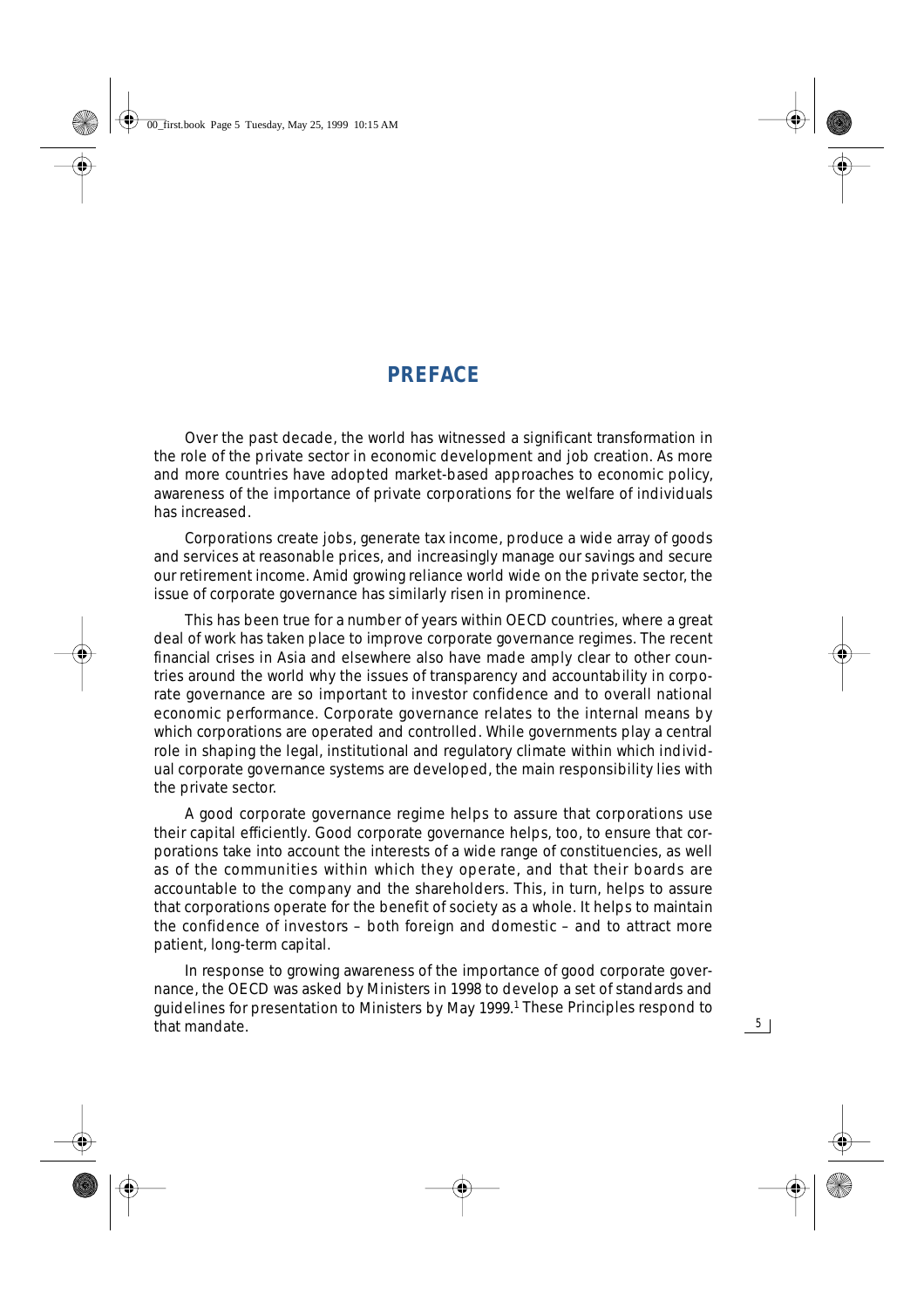# PREFACE

Over the past decade, the world has witnessed a significant transformation in the role of the private sector in economic development and job creation. As more and more countries have adopted market-based approaches to economic policy, awareness of the importance of private corporations for the welfare of individuals has increased.

Corporations create jobs, generate tax income, produce a wide array of goods and services at reasonable prices, and increasingly manage our savings and secure our retirement income. Amid growing reliance world wide on the private sector, the issue of corporate governance has similarly risen in prominence.

This has been true for a number of years within OECD countries, where a great deal of work has taken place to improve corporate governance regimes. The recent financial crises in Asia and elsewhere also have made amply clear to other countries around the world why the issues of transparency and accountability in corporate governance are so important to investor confidence and to overall national economic performance. Corporate governance relates to the internal means by which corporations are operated and controlled. While governments play a central role in shaping the legal, institutional and regulatory climate within which individual corporate governance systems are developed, the main responsibility lies with the private sector.

A good corporate governance regime helps to assure that corporations use their capital efficiently. Good corporate governance helps, too, to ensure that corporations take into account the interests of a wide range of constituencies, as well as of the communities within which they operate, and that their boards are accountable to the company and the shareholders. This, in turn, helps to assure that corporations operate for the benefit of society as a whole. It helps to maintain the confidence of investors – both foreign and domestic – and to attract more patient, long-term capital.

In response to growing awareness of the importance of good corporate governance, the OECD was asked by Ministers in 1998 to develop a set of standards and guidelines for presentation to Ministers by May 1999.[1] These Principles respond to that mandate.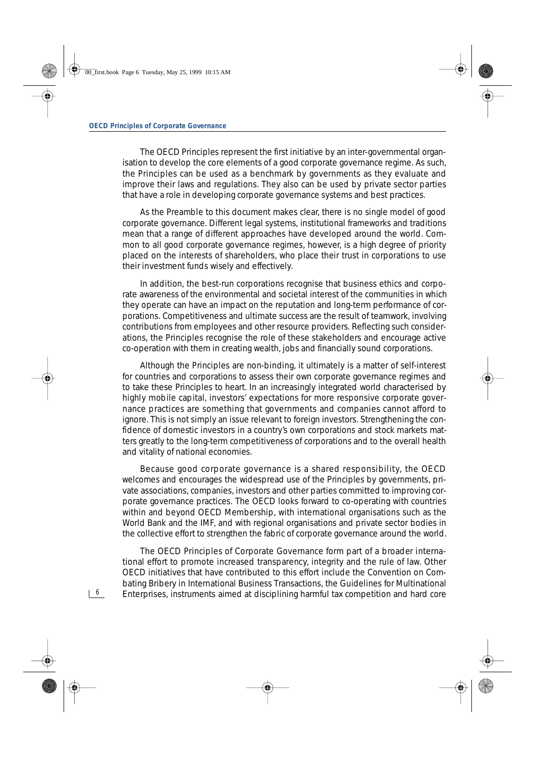The OECD Principles represent the first initiative by an inter-governmental organisation to develop the core elements of a good corporate governance regime. As such, the Principles can be used as a benchmark by governments as they evaluate and improve their laws and regulations. They also can be used by private sector parties that have a role in developing corporate governance systems and best practices.

As the Preamble to this document makes clear, there is no single model of good corporate governance. Different legal systems, institutional frameworks and traditions mean that a range of different approaches have developed around the world. Common to all good corporate governance regimes, however, is a high degree of priority placed on the interests of shareholders, who place their trust in corporations to use their investment funds wisely and effectively.

In addition, the best-run corporations recognise that business ethics and corporate awareness of the environmental and societal interest of the communities in which they operate can have an impact on the reputation and long-term performance of corporations. Competitiveness and ultimate success are the result of teamwork, involving contributions from employees and other resource providers. Reflecting such considerations, the Principles recognise the role of these stakeholders and encourage active co-operation with them in creating wealth, jobs and financially sound corporations.

Although the Principles are non-binding, it ultimately is a matter of self-interest for countries and corporations to assess their own corporate governance regimes and to take these Principles to heart. In an increasingly integrated world characterised by highly mobile capital, investors' expectations for more responsive corporate governance practices are something that governments and companies cannot afford to ignore. This is not simply an issue relevant to foreign investors. Strengthening the confidence of domestic investors in a country's own corporations and stock markets matters greatly to the long-term competitiveness of corporations and to the overall health and vitality of national economies.

Because good corporate governance is a shared responsibility, the OECD welcomes and encourages the widespread use of the Principles by governments, private associations, companies, investors and other parties committed to improving corporate governance practices. The OECD looks forward to co-operating with countries within and beyond OECD Membership, with international organisations such as the World Bank and the IMF, and with regional organisations and private sector bodies in the collective effort to strengthen the fabric of corporate governance around the world.

The OECD Principles of Corporate Governance form part of a broader international effort to promote increased transparency, integrity and the rule of law. Other OECD initiatives that have contributed to this effort include the Convention on Combating Bribery in International Business Transactions, the Guidelines for Multinational Enterprises, instruments aimed at disciplining harmful tax competition and hard core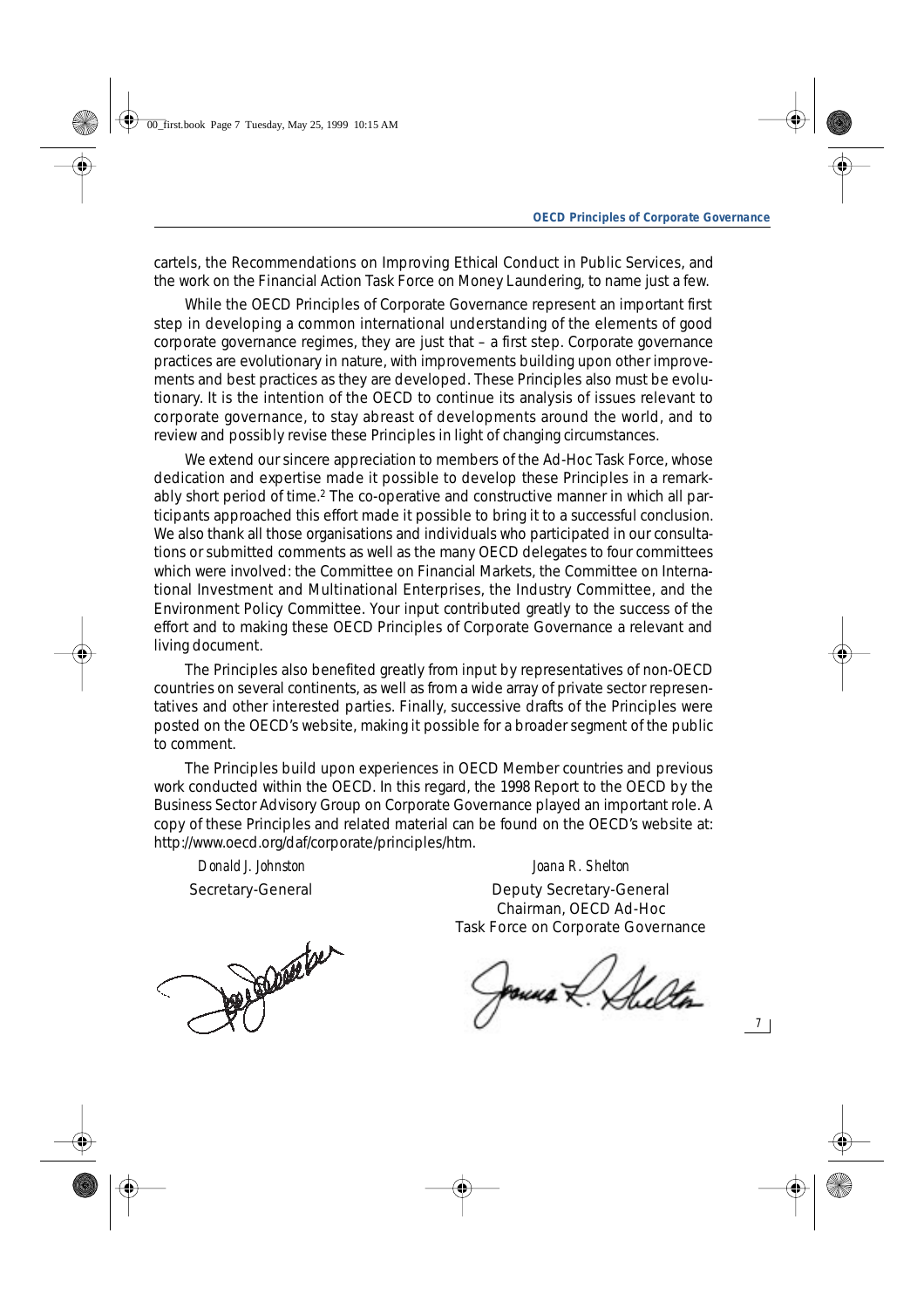cartels, the Recommendations on Improving Ethical Conduct in Public Services, and the work on the Financial Action Task Force on Money Laundering, to name just a few.

While the OECD Principles of Corporate Governance represent an important first step in developing a common international understanding of the elements of good corporate governance regimes, they are just that – a first step. Corporate governance practices are evolutionary in nature, with improvements building upon other improvements and best practices as they are developed. These Principles also must be evolutionary. It is the intention of the OECD to continue its analysis of issues relevant to corporate governance, to stay abreast of developments around the world, and to review and possibly revise these Principles in light of changing circumstances.

We extend our sincere appreciation to members of the Ad-Hoc Task Force, whose dedication and expertise made it possible to develop these Principles in a remarkably short period of time.[2] The co-operative and constructive manner in which all participants approached this effort made it possible to bring it to a successful conclusion. We also thank all those organisations and individuals who participated in our consultations or submitted comments as well as the many OECD delegates to four committees which were involved: the Committee on Financial Markets, the Committee on International Investment and Multinational Enterprises, the Industry Committee, and the Environment Policy Committee. Your input contributed greatly to the success of the effort and to making these OECD Principles of Corporate Governance a relevant and living document.

The Principles also benefited greatly from input by representatives of non-OECD countries on several continents, as well as from a wide array of private sector representatives and other interested parties. Finally, successive drafts of the Principles were posted on the OECD's website, making it possible for a broader segment of the public to comment.

The Principles build upon experiences in OECD Member countries and previous work conducted within the OECD. In this regard, the 1998 Report to the OECD by the Business Sector Advisory Group on Corporate Governance played an important role. A copy of these Principles and related material can be found on the OECD's website at: http://www.oecd.org/daf/corporate/principles/htm.

*Donald J. Johnston*
Secretary-General

*Joana R. Shelton*
Deputy Secretary-General
Chairman, OECD Ad-Hoc
Task Force on Corporate Governance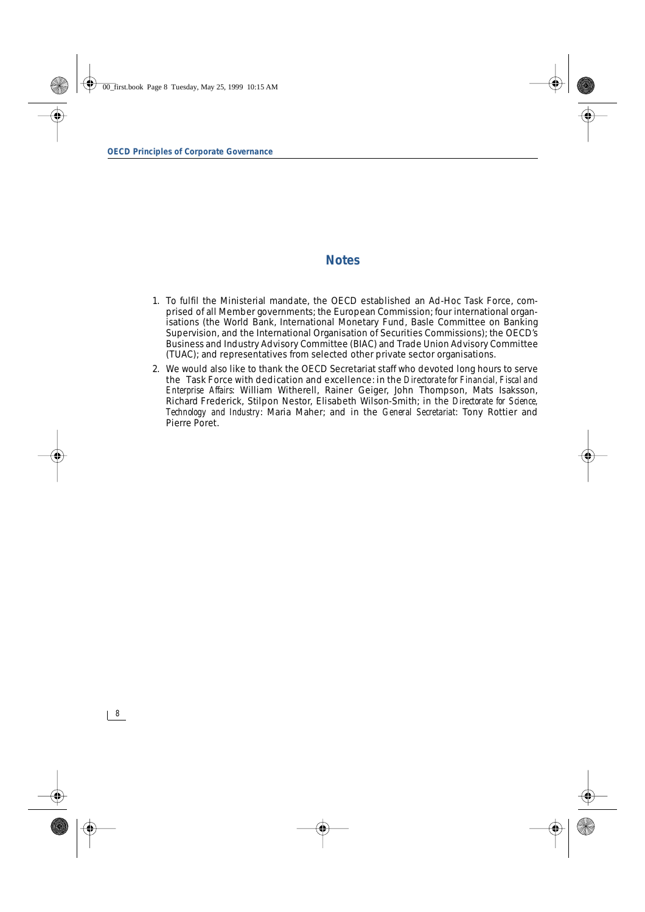## Notes

1. To fulfil the Ministerial mandate, the OECD established an Ad-Hoc Task Force, comprised of all Member governments; the European Commission; four international organisations (the World Bank, International Monetary Fund, Basle Committee on Banking Supervision, and the International Organisation of Securities Commissions); the OECD's Business and Industry Advisory Committee (BIAC) and Trade Union Advisory Committee (TUAC); and representatives from selected other private sector organisations.
2. We would also like to thank the OECD Secretariat staff who devoted long hours to serve the Task Force with dedication and excellence: in the *Directorate for Financial, Fiscal and Enterprise Affairs*: William Witherell, Rainer Geiger, John Thompson, Mats Isaksson, Richard Frederick, Stilpon Nestor, Elisabeth Wilson-Smith; in the *Directorate for Science, Technology and Industry*: Maria Maher; and in the *General Secretariat*: Tony Rottier and Pierre Poret.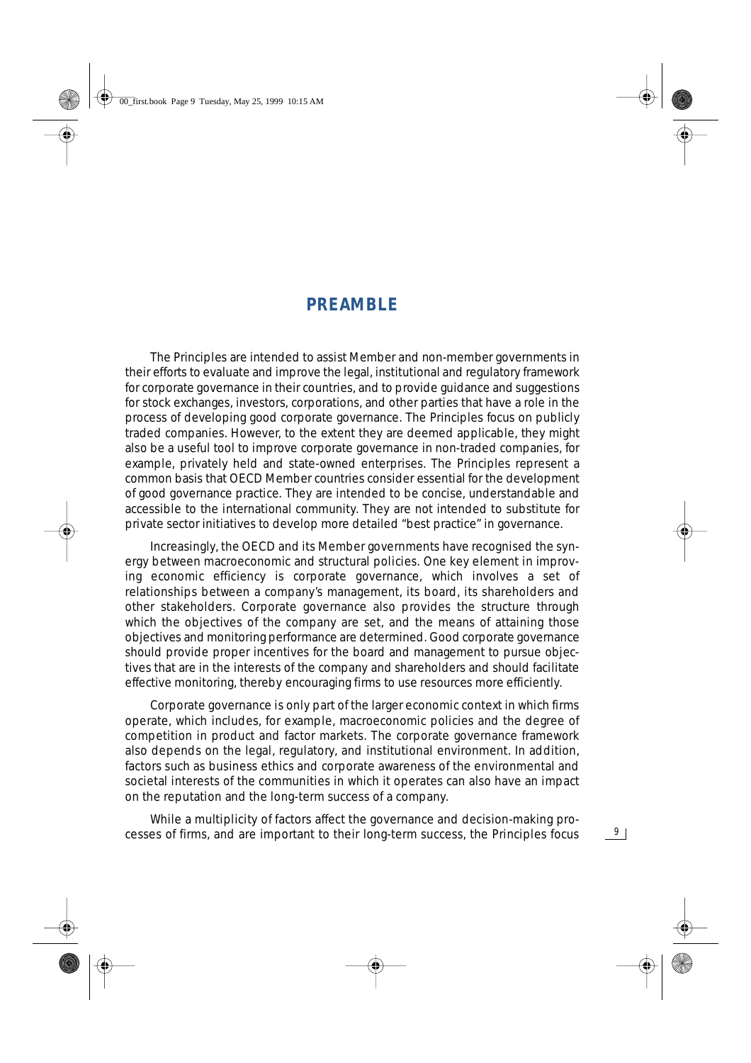# PREAMBLE

The Principles are intended to assist Member and non-member governments in their efforts to evaluate and improve the legal, institutional and regulatory framework for corporate governance in their countries, and to provide guidance and suggestions for stock exchanges, investors, corporations, and other parties that have a role in the process of developing good corporate governance. The Principles focus on publicly traded companies. However, to the extent they are deemed applicable, they might also be a useful tool to improve corporate governance in non-traded companies, for example, privately held and state-owned enterprises. The Principles represent a common basis that OECD Member countries consider essential for the development of good governance practice. They are intended to be concise, understandable and accessible to the international community. They are not intended to substitute for private sector initiatives to develop more detailed "best practice" in governance.

Increasingly, the OECD and its Member governments have recognised the synergy between macroeconomic and structural policies. One key element in improving economic efficiency is corporate governance, which involves a set of relationships between a company's management, its board, its shareholders and other stakeholders. Corporate governance also provides the structure through which the objectives of the company are set, and the means of attaining those objectives and monitoring performance are determined. Good corporate governance should provide proper incentives for the board and management to pursue objectives that are in the interests of the company and shareholders and should facilitate effective monitoring, thereby encouraging firms to use resources more efficiently.

Corporate governance is only part of the larger economic context in which firms operate, which includes, for example, macroeconomic policies and the degree of competition in product and factor markets. The corporate governance framework also depends on the legal, regulatory, and institutional environment. In addition, factors such as business ethics and corporate awareness of the environmental and societal interests of the communities in which it operates can also have an impact on the reputation and the long-term success of a company.

While a multiplicity of factors affect the governance and decision-making processes of firms, and are important to their long-term success, the Principles focus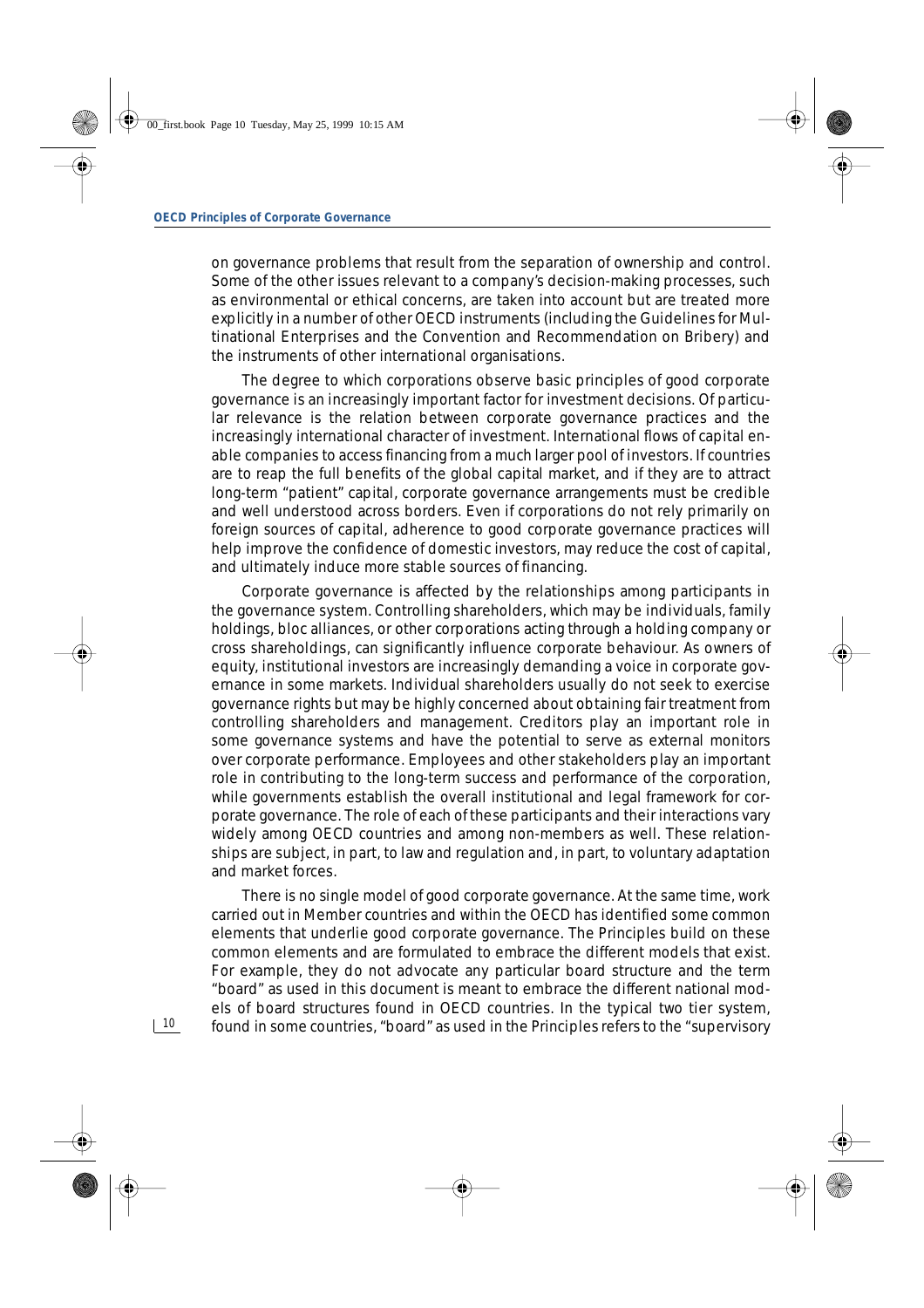on governance problems that result from the separation of ownership and control. Some of the other issues relevant to a company's decision-making processes, such as environmental or ethical concerns, are taken into account but are treated more explicitly in a number of other OECD instruments (including the Guidelines for Multinational Enterprises and the Convention and Recommendation on Bribery) and the instruments of other international organisations.

The degree to which corporations observe basic principles of good corporate governance is an increasingly important factor for investment decisions. Of particular relevance is the relation between corporate governance practices and the increasingly international character of investment. International flows of capital enable companies to access financing from a much larger pool of investors. If countries are to reap the full benefits of the global capital market, and if they are to attract long-term "patient" capital, corporate governance arrangements must be credible and well understood across borders. Even if corporations do not rely primarily on foreign sources of capital, adherence to good corporate governance practices will help improve the confidence of domestic investors, may reduce the cost of capital, and ultimately induce more stable sources of financing.

Corporate governance is affected by the relationships among participants in the governance system. Controlling shareholders, which may be individuals, family holdings, bloc alliances, or other corporations acting through a holding company or cross shareholdings, can significantly influence corporate behaviour. As owners of equity, institutional investors are increasingly demanding a voice in corporate governance in some markets. Individual shareholders usually do not seek to exercise governance rights but may be highly concerned about obtaining fair treatment from controlling shareholders and management. Creditors play an important role in some governance systems and have the potential to serve as external monitors over corporate performance. Employees and other stakeholders play an important role in contributing to the long-term success and performance of the corporation, while governments establish the overall institutional and legal framework for corporate governance. The role of each of these participants and their interactions vary widely among OECD countries and among non-members as well. These relationships are subject, in part, to law and regulation and, in part, to voluntary adaptation and market forces.

There is no single model of good corporate governance. At the same time, work carried out in Member countries and within the OECD has identified some common elements that underlie good corporate governance. The Principles build on these common elements and are formulated to embrace the different models that exist. For example, they do not advocate any particular board structure and the term "board" as used in this document is meant to embrace the different national models of board structures found in OECD countries. In the typical two tier system, found in some countries, "board" as used in the Principles refers to the "supervisory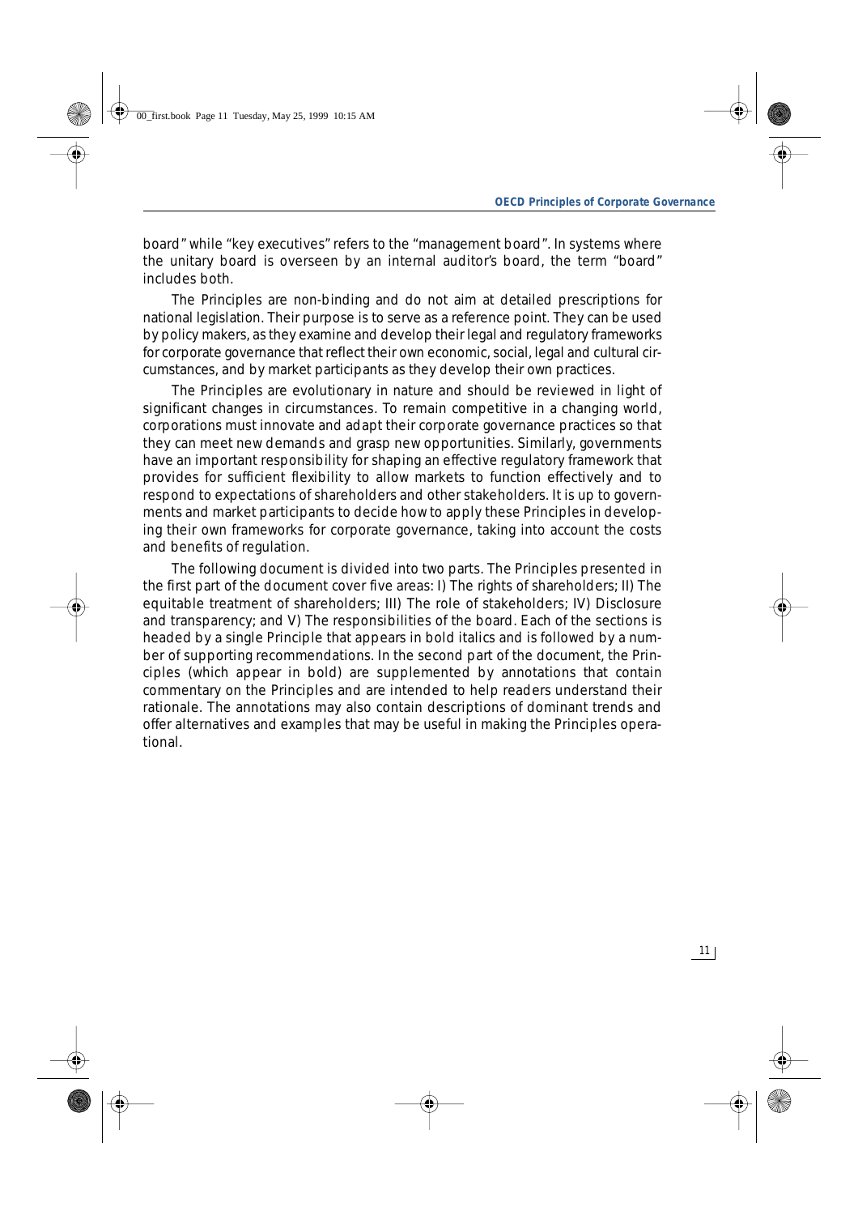board" while "key executives" refers to the "management board". In systems where the unitary board is overseen by an internal auditor's board, the term "board" includes both.

The Principles are non-binding and do not aim at detailed prescriptions for national legislation. Their purpose is to serve as a reference point. They can be used by policy makers, as they examine and develop their legal and regulatory frameworks for corporate governance that reflect their own economic, social, legal and cultural circumstances, and by market participants as they develop their own practices.

The Principles are evolutionary in nature and should be reviewed in light of significant changes in circumstances. To remain competitive in a changing world, corporations must innovate and adapt their corporate governance practices so that they can meet new demands and grasp new opportunities. Similarly, governments have an important responsibility for shaping an effective regulatory framework that provides for sufficient flexibility to allow markets to function effectively and to respond to expectations of shareholders and other stakeholders. It is up to governments and market participants to decide how to apply these Principles in developing their own frameworks for corporate governance, taking into account the costs and benefits of regulation.

The following document is divided into two parts. The Principles presented in the first part of the document cover five areas: I) The rights of shareholders; II) The equitable treatment of shareholders; III) The role of stakeholders; IV) Disclosure and transparency; and V) The responsibilities of the board. Each of the sections is headed by a single Principle that appears in bold italics and is followed by a number of supporting recommendations. In the second part of the document, the Principles (which appear in bold) are supplemented by annotations that contain commentary on the Principles and are intended to help readers understand their rationale. The annotations may also contain descriptions of dominant trends and offer alternatives and examples that may be useful in making the Principles operational.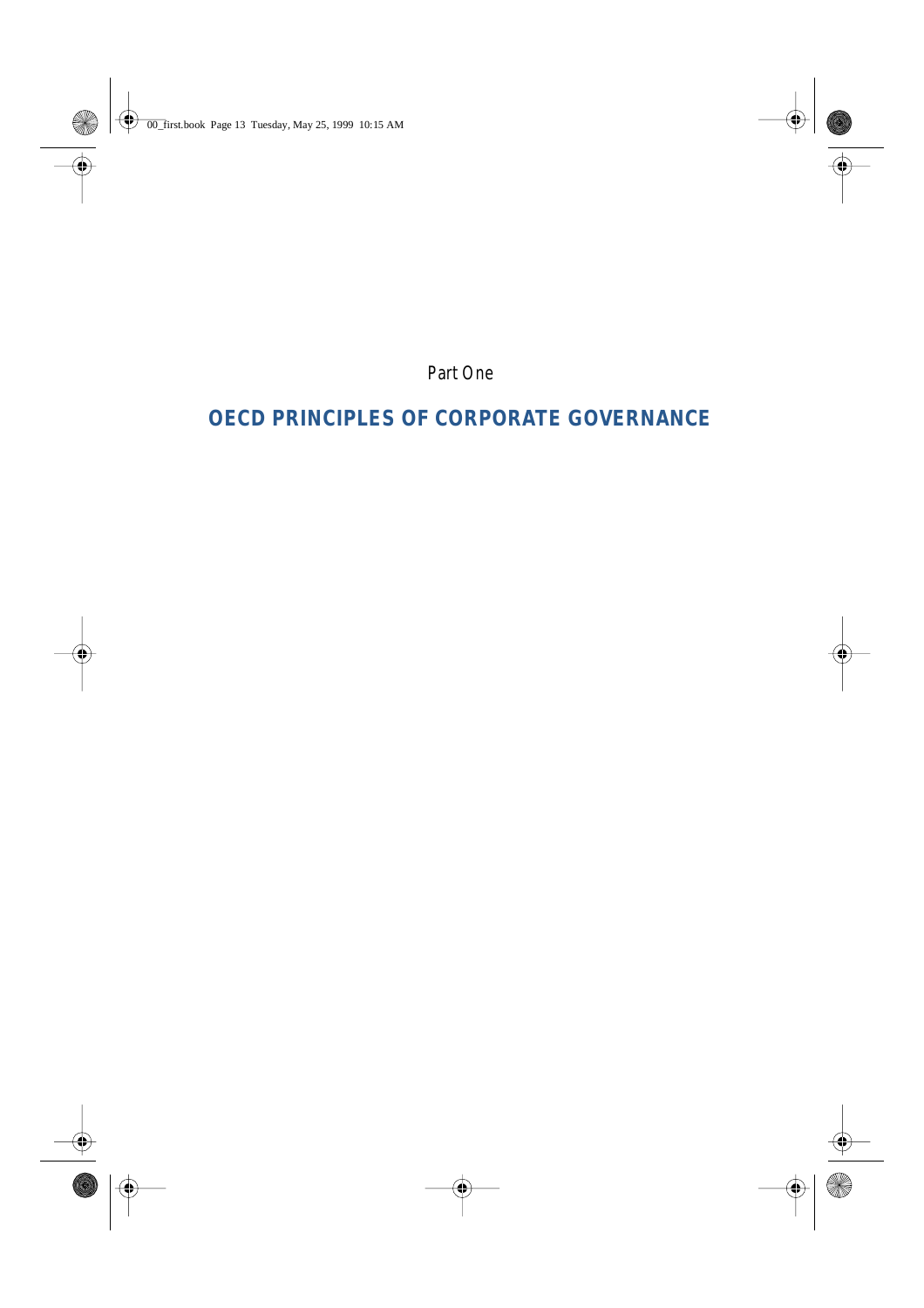Part One

# OECD PRINCIPLES OF CORPORATE GOVERNANCE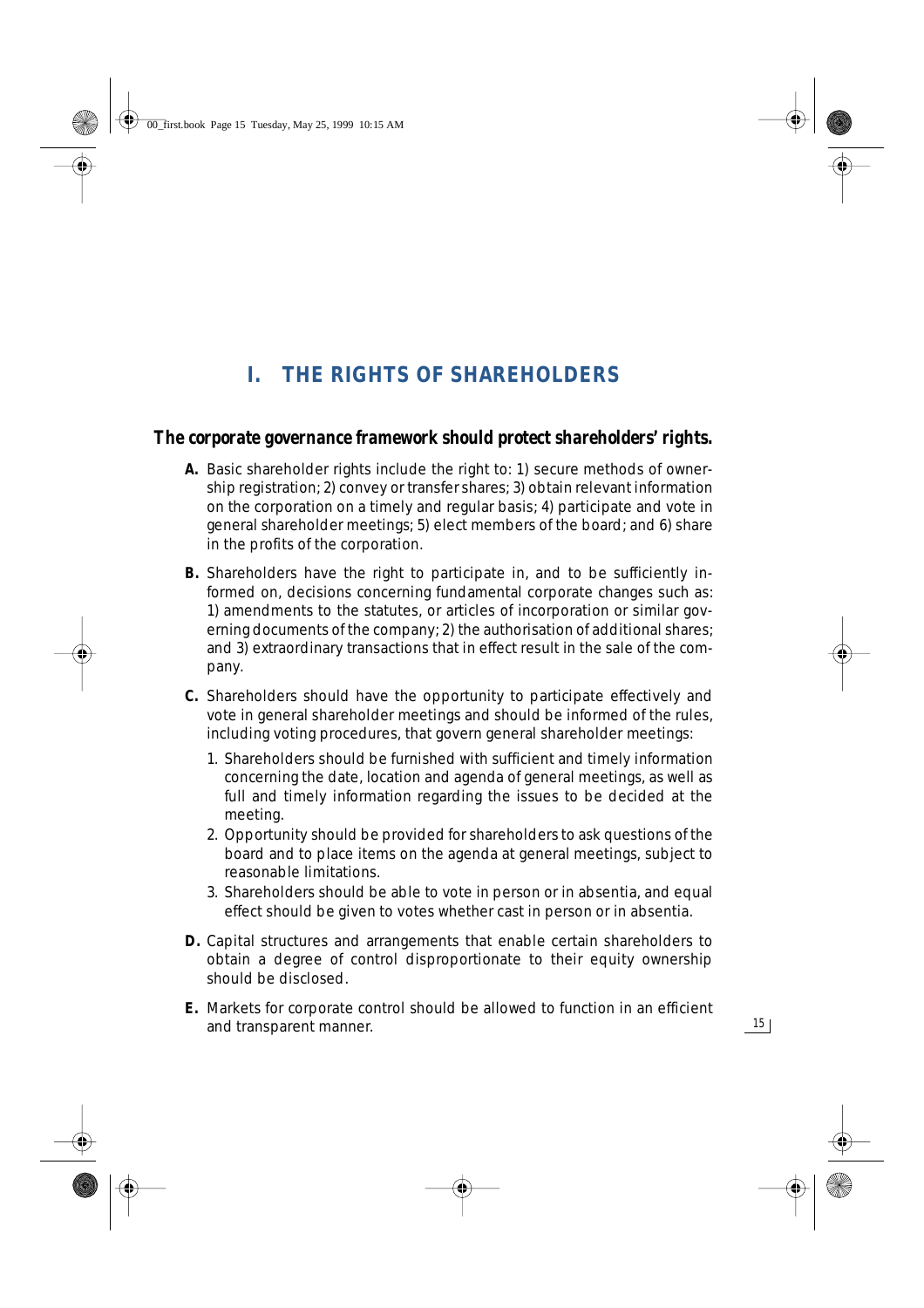# I. THE RIGHTS OF SHAREHOLDERS

**The corporate governance framework should protect shareholders' rights.**

**A.** Basic shareholder rights include the right to: 1) secure methods of ownership registration; 2) convey or transfer shares; 3) obtain relevant information on the corporation on a timely and regular basis; 4) participate and vote in general shareholder meetings; 5) elect members of the board; and 6) share in the profits of the corporation.

**B.** Shareholders have the right to participate in, and to be sufficiently informed on, decisions concerning fundamental corporate changes such as: 1) amendments to the statutes, or articles of incorporation or similar governing documents of the company; 2) the authorisation of additional shares; and 3) extraordinary transactions that in effect result in the sale of the company.

**C.** Shareholders should have the opportunity to participate effectively and vote in general shareholder meetings and should be informed of the rules, including voting procedures, that govern general shareholder meetings:

1. Shareholders should be furnished with sufficient and timely information concerning the date, location and agenda of general meetings, as well as full and timely information regarding the issues to be decided at the meeting.
2. Opportunity should be provided for shareholders to ask questions of the board and to place items on the agenda at general meetings, subject to reasonable limitations.
3. Shareholders should be able to vote in person or in absentia, and equal effect should be given to votes whether cast in person or in absentia.

**D.** Capital structures and arrangements that enable certain shareholders to obtain a degree of control disproportionate to their equity ownership should be disclosed.

**E.** Markets for corporate control should be allowed to function in an efficient and transparent manner.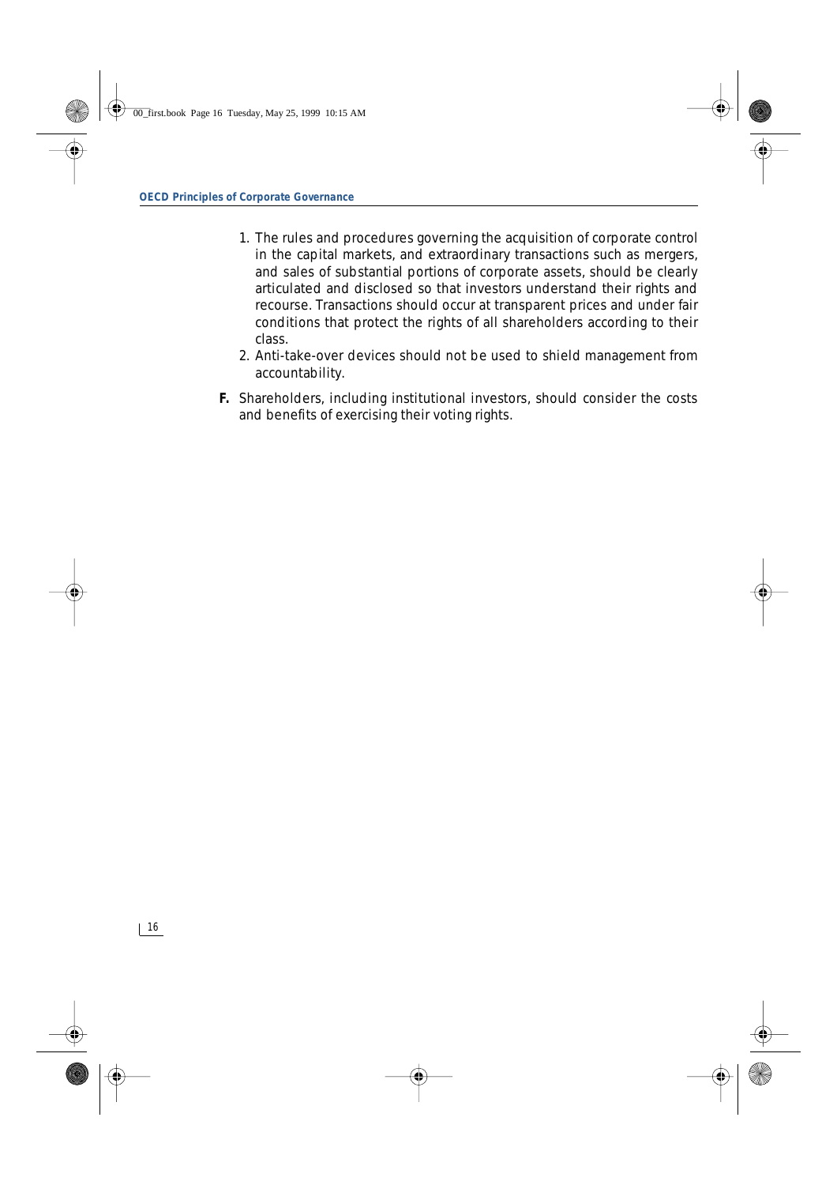1. The rules and procedures governing the acquisition of corporate control in the capital markets, and extraordinary transactions such as mergers, and sales of substantial portions of corporate assets, should be clearly articulated and disclosed so that investors understand their rights and recourse. Transactions should occur at transparent prices and under fair conditions that protect the rights of all shareholders according to their class.
2. Anti-take-over devices should not be used to shield management from accountability.

**F.** Shareholders, including institutional investors, should consider the costs and benefits of exercising their voting rights.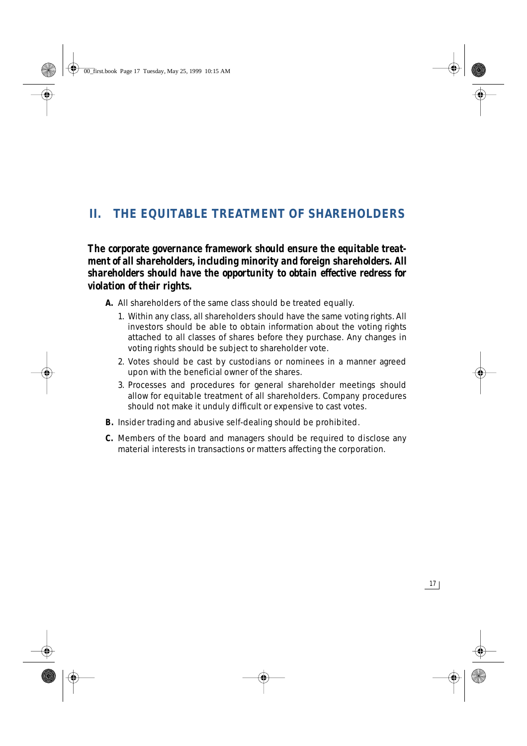## II. THE EQUITABLE TREATMENT OF SHAREHOLDERS

**The corporate governance framework should ensure the equitable treatment of all shareholders, including minority and foreign shareholders. All shareholders should have the opportunity to obtain effective redress for violation of their rights.**

**A.** All shareholders of the same class should be treated equally.

1. Within any class, all shareholders should have the same voting rights. All investors should be able to obtain information about the voting rights attached to all classes of shares before they purchase. Any changes in voting rights should be subject to shareholder vote.
2. Votes should be cast by custodians or nominees in a manner agreed upon with the beneficial owner of the shares.
3. Processes and procedures for general shareholder meetings should allow for equitable treatment of all shareholders. Company procedures should not make it unduly difficult or expensive to cast votes.

**B.** Insider trading and abusive self-dealing should be prohibited.

**C.** Members of the board and managers should be required to disclose any material interests in transactions or matters affecting the corporation.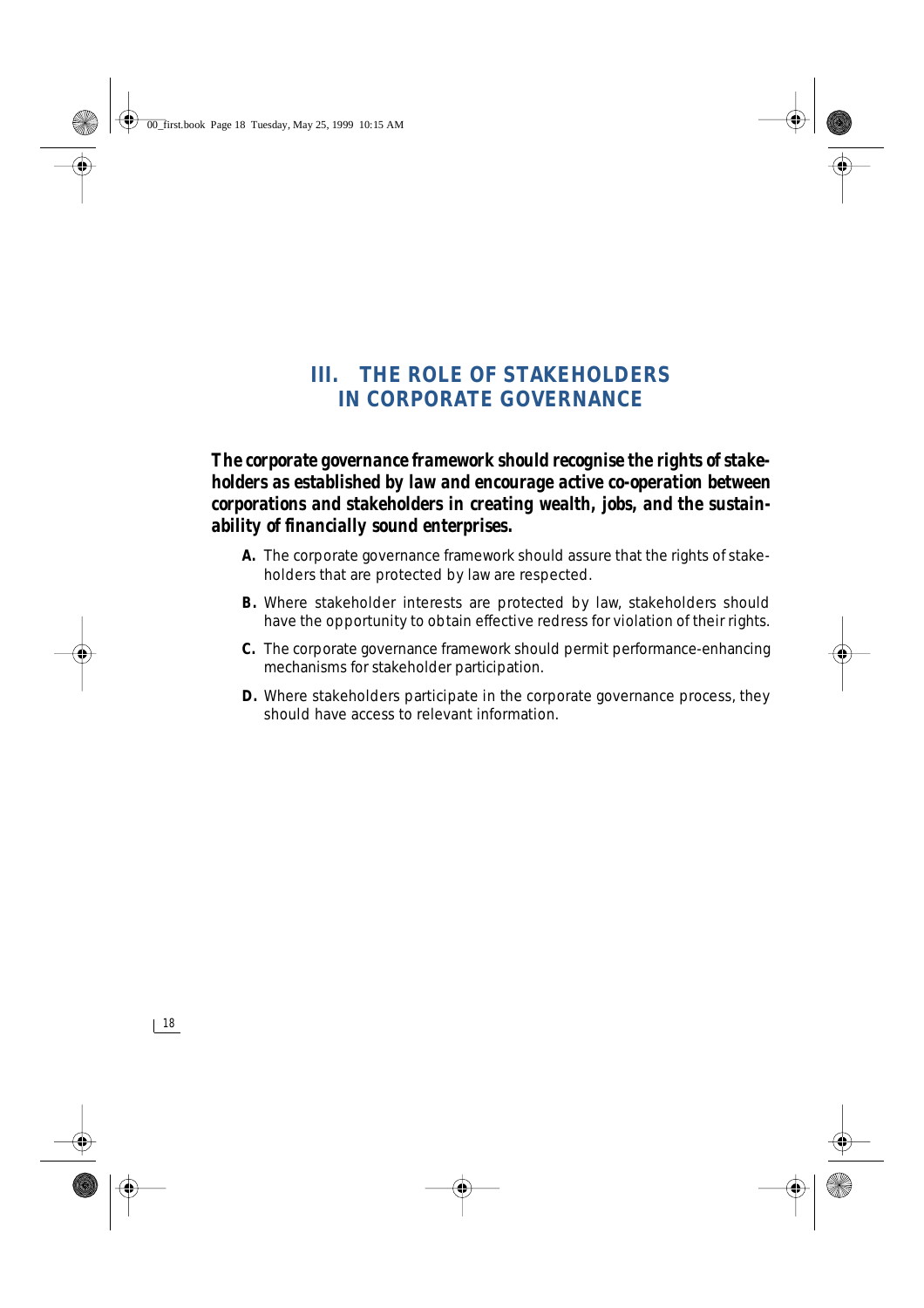# III. THE ROLE OF STAKEHOLDERS IN CORPORATE GOVERNANCE

***The corporate governance framework should recognise the rights of stakeholders as established by law and encourage active co-operation between corporations and stakeholders in creating wealth, jobs, and the sustainability of financially sound enterprises.***

**A.** The corporate governance framework should assure that the rights of stakeholders that are protected by law are respected.

**B.** Where stakeholder interests are protected by law, stakeholders should have the opportunity to obtain effective redress for violation of their rights.

**C.** The corporate governance framework should permit performance-enhancing mechanisms for stakeholder participation.

**D.** Where stakeholders participate in the corporate governance process, they should have access to relevant information.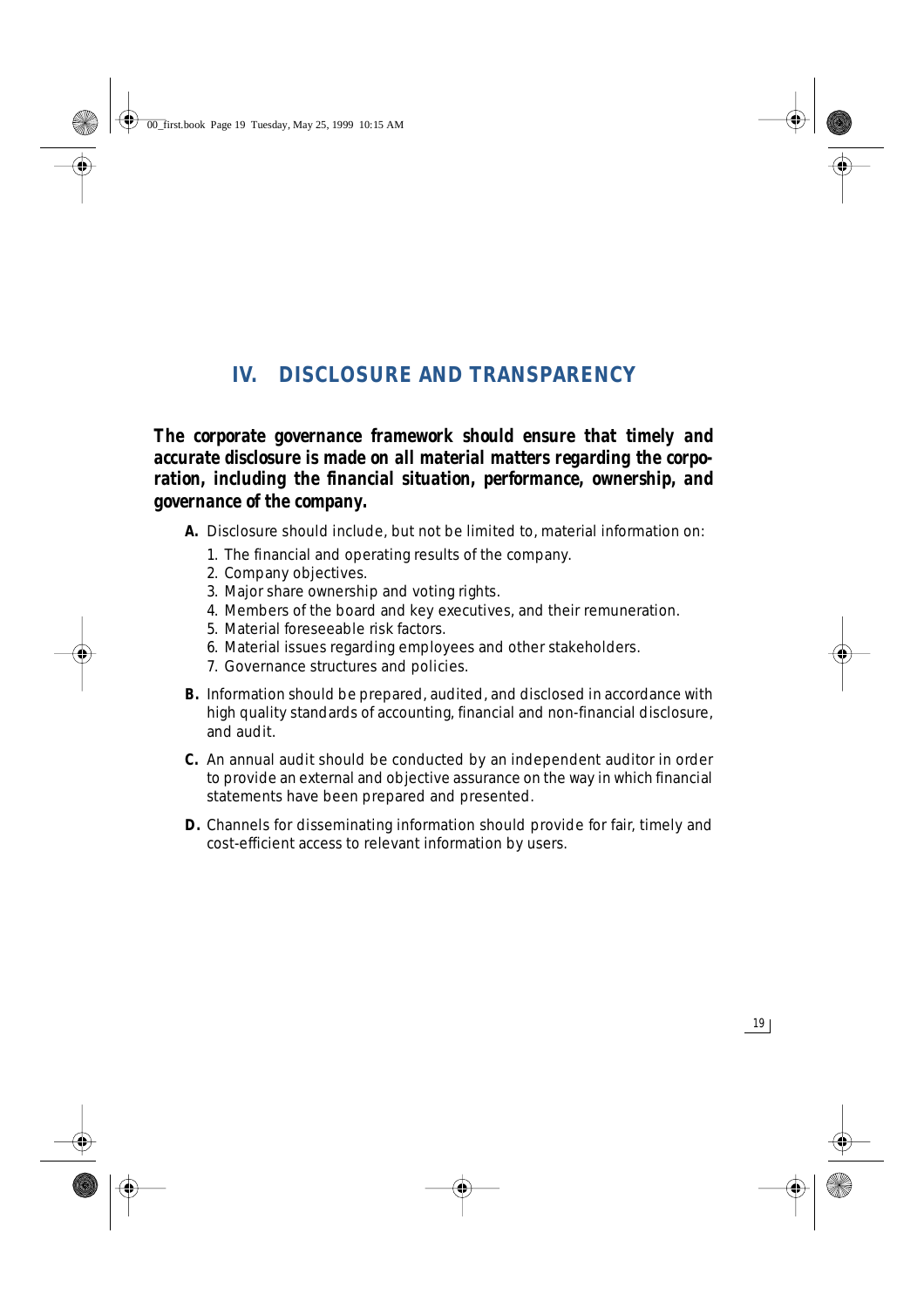## IV. DISCLOSURE AND TRANSPARENCY

***The corporate governance framework should ensure that timely and accurate disclosure is made on all material matters regarding the corporation, including the financial situation, performance, ownership, and governance of the company.***

**A.** Disclosure should include, but not be limited to, material information on:

1. The financial and operating results of the company.
2. Company objectives.
3. Major share ownership and voting rights.
4. Members of the board and key executives, and their remuneration.
5. Material foreseeable risk factors.
6. Material issues regarding employees and other stakeholders.
7. Governance structures and policies.

**B.** Information should be prepared, audited, and disclosed in accordance with high quality standards of accounting, financial and non-financial disclosure, and audit.

**C.** An annual audit should be conducted by an independent auditor in order to provide an external and objective assurance on the way in which financial statements have been prepared and presented.

**D.** Channels for disseminating information should provide for fair, timely and cost-efficient access to relevant information by users.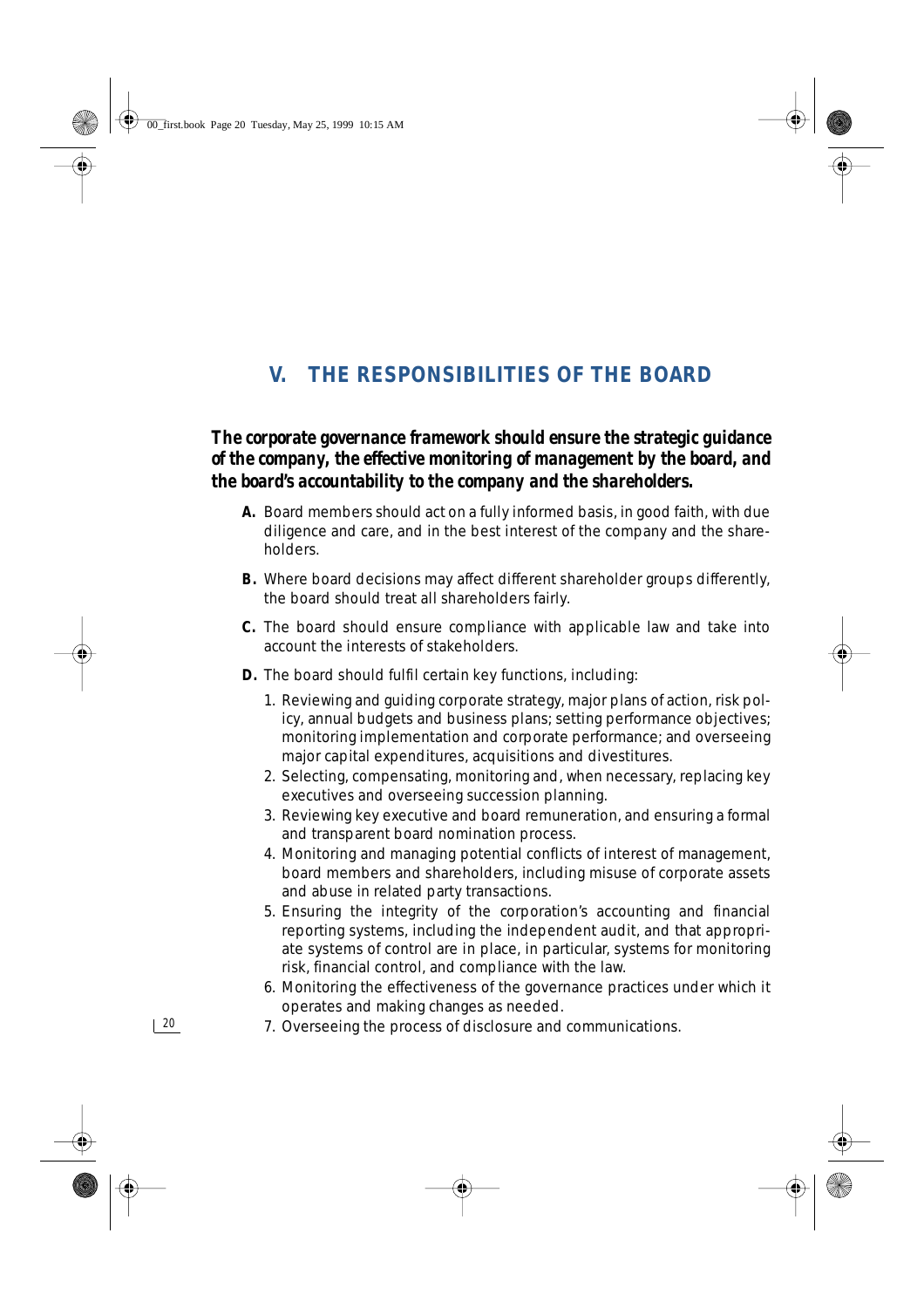## V. THE RESPONSIBILITIES OF THE BOARD

***The corporate governance framework should ensure the strategic guidance of the company, the effective monitoring of management by the board, and the board's accountability to the company and the shareholders.***

**A.** Board members should act on a fully informed basis, in good faith, with due diligence and care, and in the best interest of the company and the shareholders.

**B.** Where board decisions may affect different shareholder groups differently, the board should treat all shareholders fairly.

**C.** The board should ensure compliance with applicable law and take into account the interests of stakeholders.

**D.** The board should fulfil certain key functions, including:

1. Reviewing and guiding corporate strategy, major plans of action, risk policy, annual budgets and business plans; setting performance objectives; monitoring implementation and corporate performance; and overseeing major capital expenditures, acquisitions and divestitures.
2. Selecting, compensating, monitoring and, when necessary, replacing key executives and overseeing succession planning.
3. Reviewing key executive and board remuneration, and ensuring a formal and transparent board nomination process.
4. Monitoring and managing potential conflicts of interest of management, board members and shareholders, including misuse of corporate assets and abuse in related party transactions.
5. Ensuring the integrity of the corporation's accounting and financial reporting systems, including the independent audit, and that appropriate systems of control are in place, in particular, systems for monitoring risk, financial control, and compliance with the law.
6. Monitoring the effectiveness of the governance practices under which it operates and making changes as needed.
7. Overseeing the process of disclosure and communications.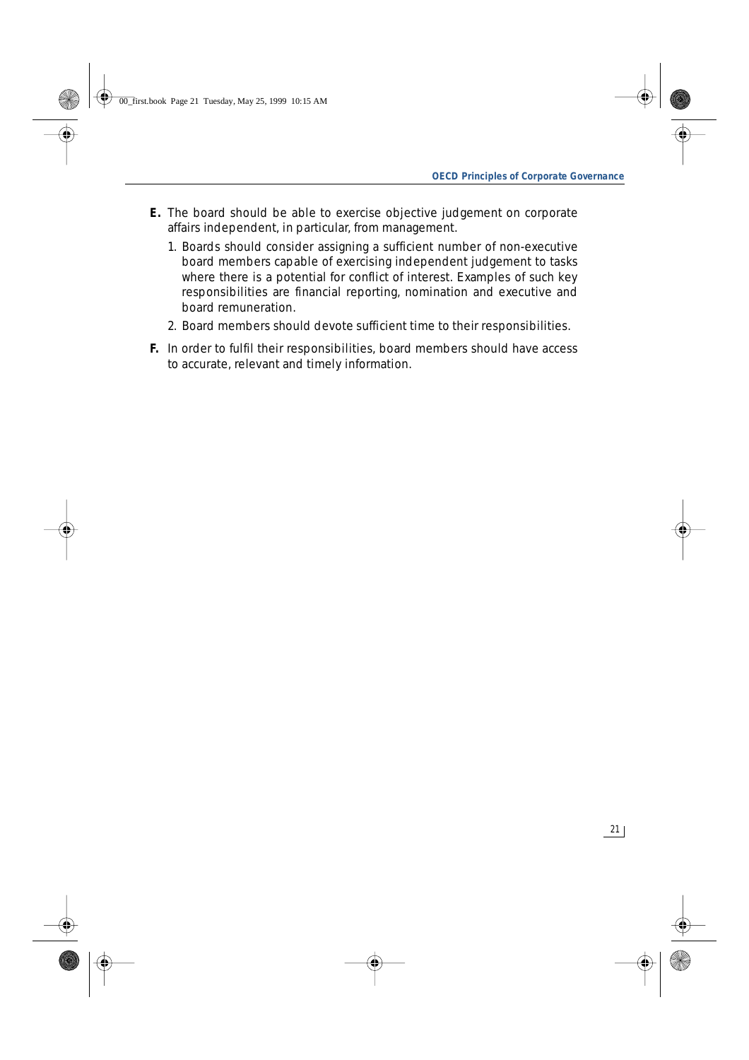**E.** The board should be able to exercise objective judgement on corporate affairs independent, in particular, from management.

1. Boards should consider assigning a sufficient number of non-executive board members capable of exercising independent judgement to tasks where there is a potential for conflict of interest. Examples of such key responsibilities are financial reporting, nomination and executive and board remuneration.
2. Board members should devote sufficient time to their responsibilities.

**F.** In order to fulfil their responsibilities, board members should have access to accurate, relevant and timely information.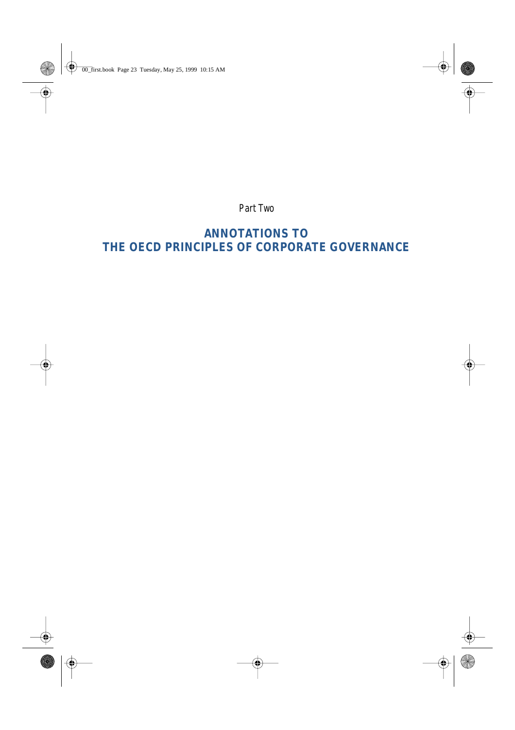Part Two

# ANNOTATIONS TO THE OECD PRINCIPLES OF CORPORATE GOVERNANCE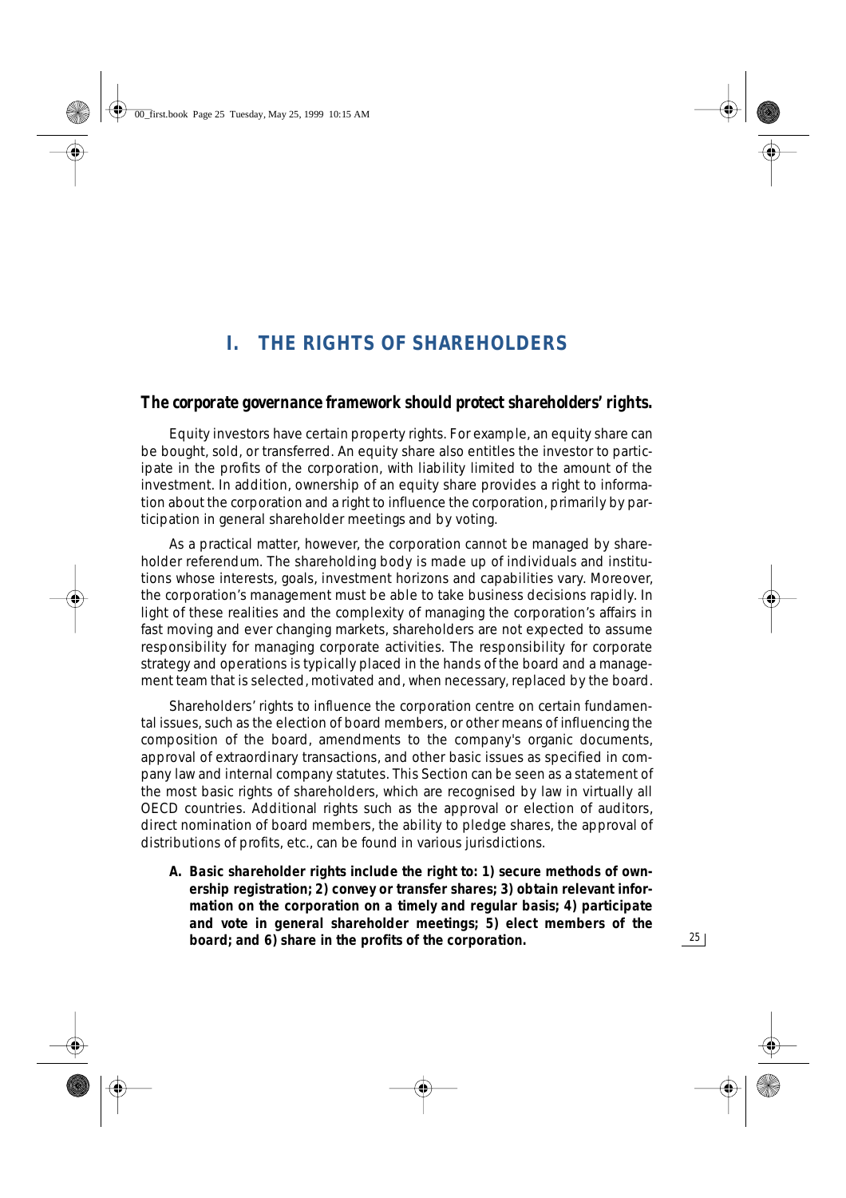# I. THE RIGHTS OF SHAREHOLDERS

**The corporate governance framework should protect shareholders' rights.**

Equity investors have certain property rights. For example, an equity share can be bought, sold, or transferred. An equity share also entitles the investor to participate in the profits of the corporation, with liability limited to the amount of the investment. In addition, ownership of an equity share provides a right to information about the corporation and a right to influence the corporation, primarily by participation in general shareholder meetings and by voting.

As a practical matter, however, the corporation cannot be managed by shareholder referendum. The shareholding body is made up of individuals and institutions whose interests, goals, investment horizons and capabilities vary. Moreover, the corporation's management must be able to take business decisions rapidly. In light of these realities and the complexity of managing the corporation's affairs in fast moving and ever changing markets, shareholders are not expected to assume responsibility for managing corporate activities. The responsibility for corporate strategy and operations is typically placed in the hands of the board and a management team that is selected, motivated and, when necessary, replaced by the board.

Shareholders' rights to influence the corporation centre on certain fundamental issues, such as the election of board members, or other means of influencing the composition of the board, amendments to the company's organic documents, approval of extraordinary transactions, and other basic issues as specified in company law and internal company statutes. This Section can be seen as a statement of the most basic rights of shareholders, which are recognised by law in virtually all OECD countries. Additional rights such as the approval or election of auditors, direct nomination of board members, the ability to pledge shares, the approval of distributions of profits, etc., can be found in various jurisdictions.

**A. Basic shareholder rights include the right to: 1) secure methods of ownership registration; 2) convey or transfer shares; 3) obtain relevant information on the corporation on a timely and regular basis; 4) participate and vote in general shareholder meetings; 5) elect members of the board; and 6) share in the profits of the corporation.**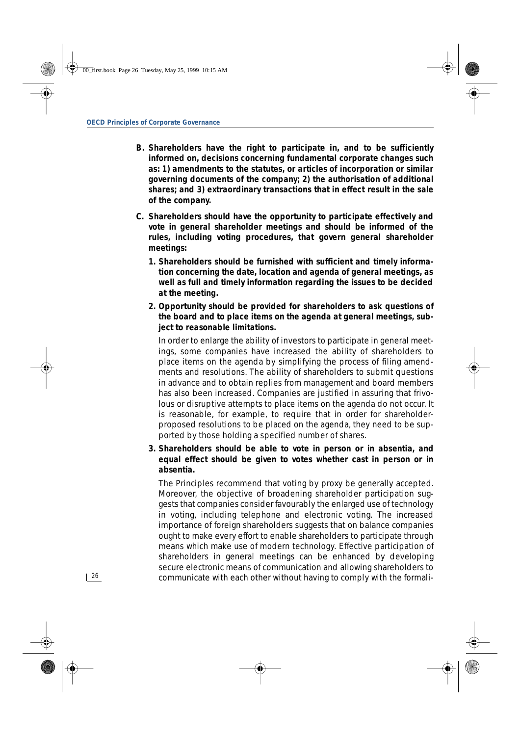**B. Shareholders have the right to participate in, and to be sufficiently informed on, decisions concerning fundamental corporate changes such as: 1) amendments to the statutes, or articles of incorporation or similar governing documents of the company; 2) the authorisation of additional shares; and 3) extraordinary transactions that in effect result in the sale of the company.**

**C. Shareholders should have the opportunity to participate effectively and vote in general shareholder meetings and should be informed of the rules, including voting procedures, that govern general shareholder meetings:**

**1. Shareholders should be furnished with sufficient and timely information concerning the date, location and agenda of general meetings, as well as full and timely information regarding the issues to be decided at the meeting.**

**2. Opportunity should be provided for shareholders to ask questions of the board and to place items on the agenda at general meetings, subject to reasonable limitations.**

In order to enlarge the ability of investors to participate in general meetings, some companies have increased the ability of shareholders to place items on the agenda by simplifying the process of filing amendments and resolutions. The ability of shareholders to submit questions in advance and to obtain replies from management and board members has also been increased. Companies are justified in assuring that frivolous or disruptive attempts to place items on the agenda do not occur. It is reasonable, for example, to require that in order for shareholder-proposed resolutions to be placed on the agenda, they need to be supported by those holding a specified number of shares.

**3. Shareholders should be able to vote in person or in absentia, and equal effect should be given to votes whether cast in person or in absentia.**

The Principles recommend that voting by proxy be generally accepted. Moreover, the objective of broadening shareholder participation suggests that companies consider favourably the enlarged use of technology in voting, including telephone and electronic voting. The increased importance of foreign shareholders suggests that on balance companies ought to make every effort to enable shareholders to participate through means which make use of modern technology. Effective participation of shareholders in general meetings can be enhanced by developing secure electronic means of communication and allowing shareholders to communicate with each other without having to comply with the formali-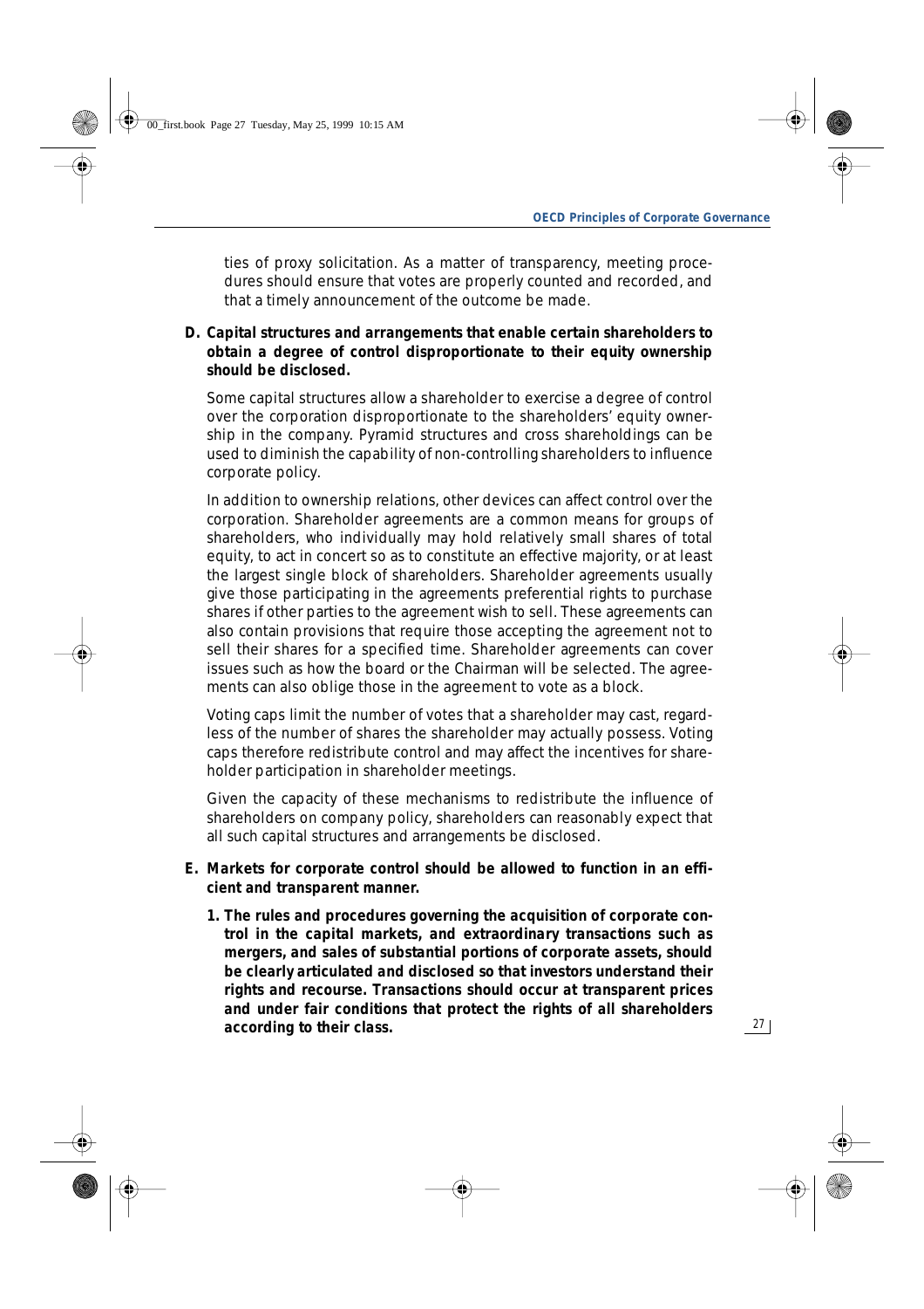ties of proxy solicitation. As a matter of transparency, meeting procedures should ensure that votes are properly counted and recorded, and that a timely announcement of the outcome be made.

**D. Capital structures and arrangements that enable certain shareholders to obtain a degree of control disproportionate to their equity ownership should be disclosed.**

Some capital structures allow a shareholder to exercise a degree of control over the corporation disproportionate to the shareholders' equity ownership in the company. Pyramid structures and cross shareholdings can be used to diminish the capability of non-controlling shareholders to influence corporate policy.

In addition to ownership relations, other devices can affect control over the corporation. Shareholder agreements are a common means for groups of shareholders, who individually may hold relatively small shares of total equity, to act in concert so as to constitute an effective majority, or at least the largest single block of shareholders. Shareholder agreements usually give those participating in the agreements preferential rights to purchase shares if other parties to the agreement wish to sell. These agreements can also contain provisions that require those accepting the agreement not to sell their shares for a specified time. Shareholder agreements can cover issues such as how the board or the Chairman will be selected. The agreements can also oblige those in the agreement to vote as a block.

Voting caps limit the number of votes that a shareholder may cast, regardless of the number of shares the shareholder may actually possess. Voting caps therefore redistribute control and may affect the incentives for shareholder participation in shareholder meetings.

Given the capacity of these mechanisms to redistribute the influence of shareholders on company policy, shareholders can reasonably expect that all such capital structures and arrangements be disclosed.

**E. Markets for corporate control should be allowed to function in an efficient and transparent manner.**

1. **The rules and procedures governing the acquisition of corporate control in the capital markets, and extraordinary transactions such as mergers, and sales of substantial portions of corporate assets, should be clearly articulated and disclosed so that investors understand their rights and recourse. Transactions should occur at transparent prices and under fair conditions that protect the rights of all shareholders according to their class.**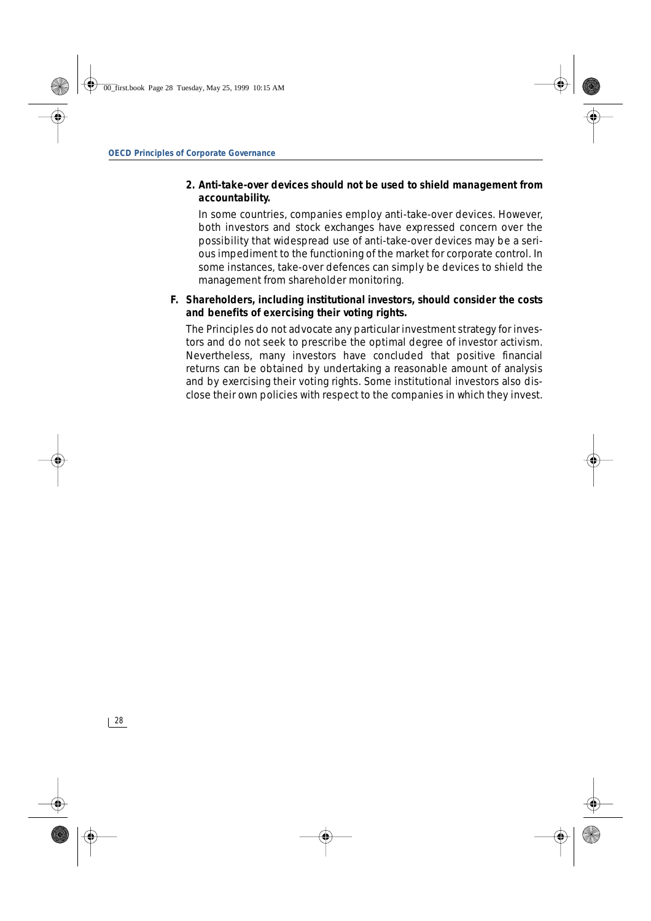**2. Anti-take-over devices should not be used to shield management from accountability.**

In some countries, companies employ anti-take-over devices. However, both investors and stock exchanges have expressed concern over the possibility that widespread use of anti-take-over devices may be a serious impediment to the functioning of the market for corporate control. In some instances, take-over defences can simply be devices to shield the management from shareholder monitoring.

**F. Shareholders, including institutional investors, should consider the costs and benefits of exercising their voting rights.**

The Principles do not advocate any particular investment strategy for investors and do not seek to prescribe the optimal degree of investor activism. Nevertheless, many investors have concluded that positive financial returns can be obtained by undertaking a reasonable amount of analysis and by exercising their voting rights. Some institutional investors also disclose their own policies with respect to the companies in which they invest.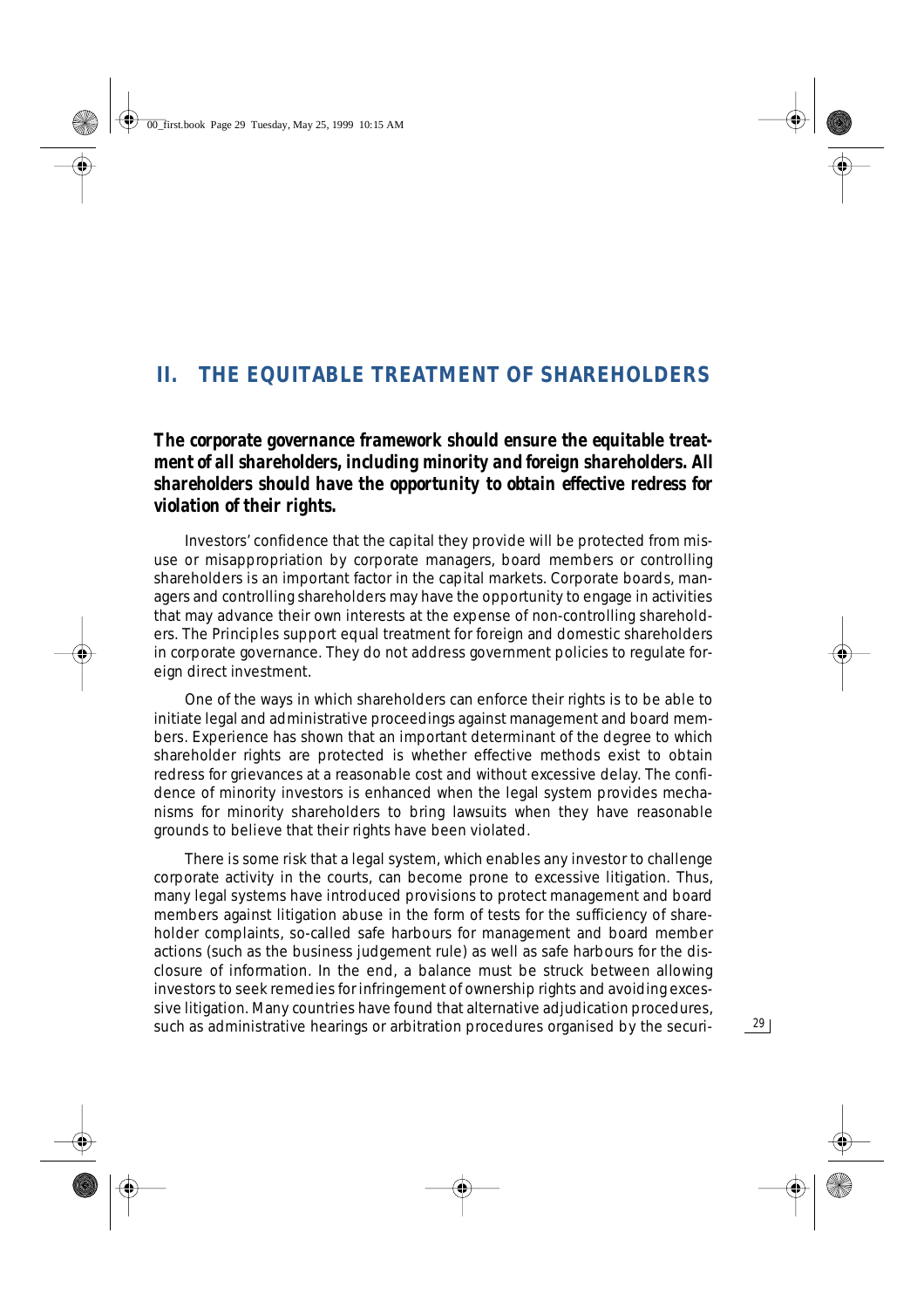## II. THE EQUITABLE TREATMENT OF SHAREHOLDERS

**The corporate governance framework should ensure the equitable treatment of all shareholders, including minority and foreign shareholders. All shareholders should have the opportunity to obtain effective redress for violation of their rights.**

Investors' confidence that the capital they provide will be protected from misuse or misappropriation by corporate managers, board members or controlling shareholders is an important factor in the capital markets. Corporate boards, managers and controlling shareholders may have the opportunity to engage in activities that may advance their own interests at the expense of non-controlling shareholders. The Principles support equal treatment for foreign and domestic shareholders in corporate governance. They do not address government policies to regulate foreign direct investment.

One of the ways in which shareholders can enforce their rights is to be able to initiate legal and administrative proceedings against management and board members. Experience has shown that an important determinant of the degree to which shareholder rights are protected is whether effective methods exist to obtain redress for grievances at a reasonable cost and without excessive delay. The confidence of minority investors is enhanced when the legal system provides mechanisms for minority shareholders to bring lawsuits when they have reasonable grounds to believe that their rights have been violated.

There is some risk that a legal system, which enables any investor to challenge corporate activity in the courts, can become prone to excessive litigation. Thus, many legal systems have introduced provisions to protect management and board members against litigation abuse in the form of tests for the sufficiency of shareholder complaints, so-called safe harbours for management and board member actions (such as the business judgement rule) as well as safe harbours for the disclosure of information. In the end, a balance must be struck between allowing investors to seek remedies for infringement of ownership rights and avoiding excessive litigation. Many countries have found that alternative adjudication procedures, such as administrative hearings or arbitration procedures organised by the securi-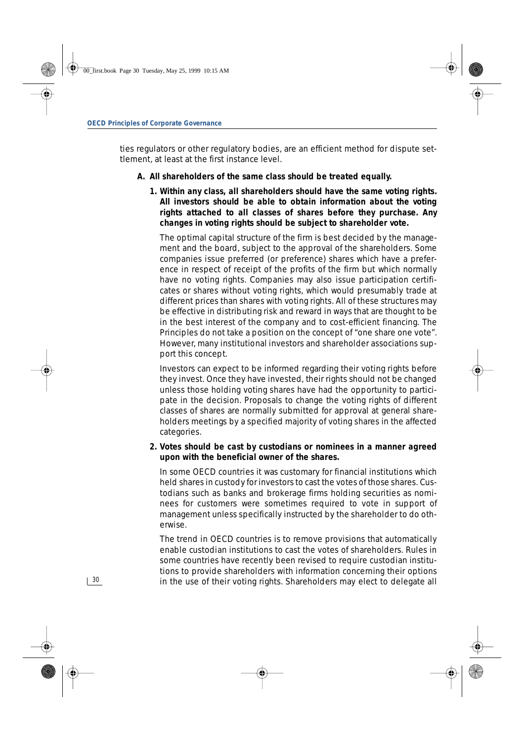ties regulators or other regulatory bodies, are an efficient method for dispute settlement, at least at the first instance level.

**A. All shareholders of the same class should be treated equally.**

**1. Within any class, all shareholders should have the same voting rights. All investors should be able to obtain information about the voting rights attached to all classes of shares before they purchase. Any changes in voting rights should be subject to shareholder vote.**

The optimal capital structure of the firm is best decided by the management and the board, subject to the approval of the shareholders. Some companies issue preferred (or preference) shares which have a preference in respect of receipt of the profits of the firm but which normally have no voting rights. Companies may also issue participation certificates or shares without voting rights, which would presumably trade at different prices than shares with voting rights. All of these structures may be effective in distributing risk and reward in ways that are thought to be in the best interest of the company and to cost-efficient financing. The Principles do not take a position on the concept of "one share one vote". However, many institutional investors and shareholder associations support this concept.

Investors can expect to be informed regarding their voting rights before they invest. Once they have invested, their rights should not be changed unless those holding voting shares have had the opportunity to participate in the decision. Proposals to change the voting rights of different classes of shares are normally submitted for approval at general shareholders meetings by a specified majority of voting shares in the affected categories.

**2. Votes should be cast by custodians or nominees in a manner agreed upon with the beneficial owner of the shares.**

In some OECD countries it was customary for financial institutions which held shares in custody for investors to cast the votes of those shares. Custodians such as banks and brokerage firms holding securities as nominees for customers were sometimes required to vote in support of management unless specifically instructed by the shareholder to do otherwise.

The trend in OECD countries is to remove provisions that automatically enable custodian institutions to cast the votes of shareholders. Rules in some countries have recently been revised to require custodian institutions to provide shareholders with information concerning their options in the use of their voting rights. Shareholders may elect to delegate all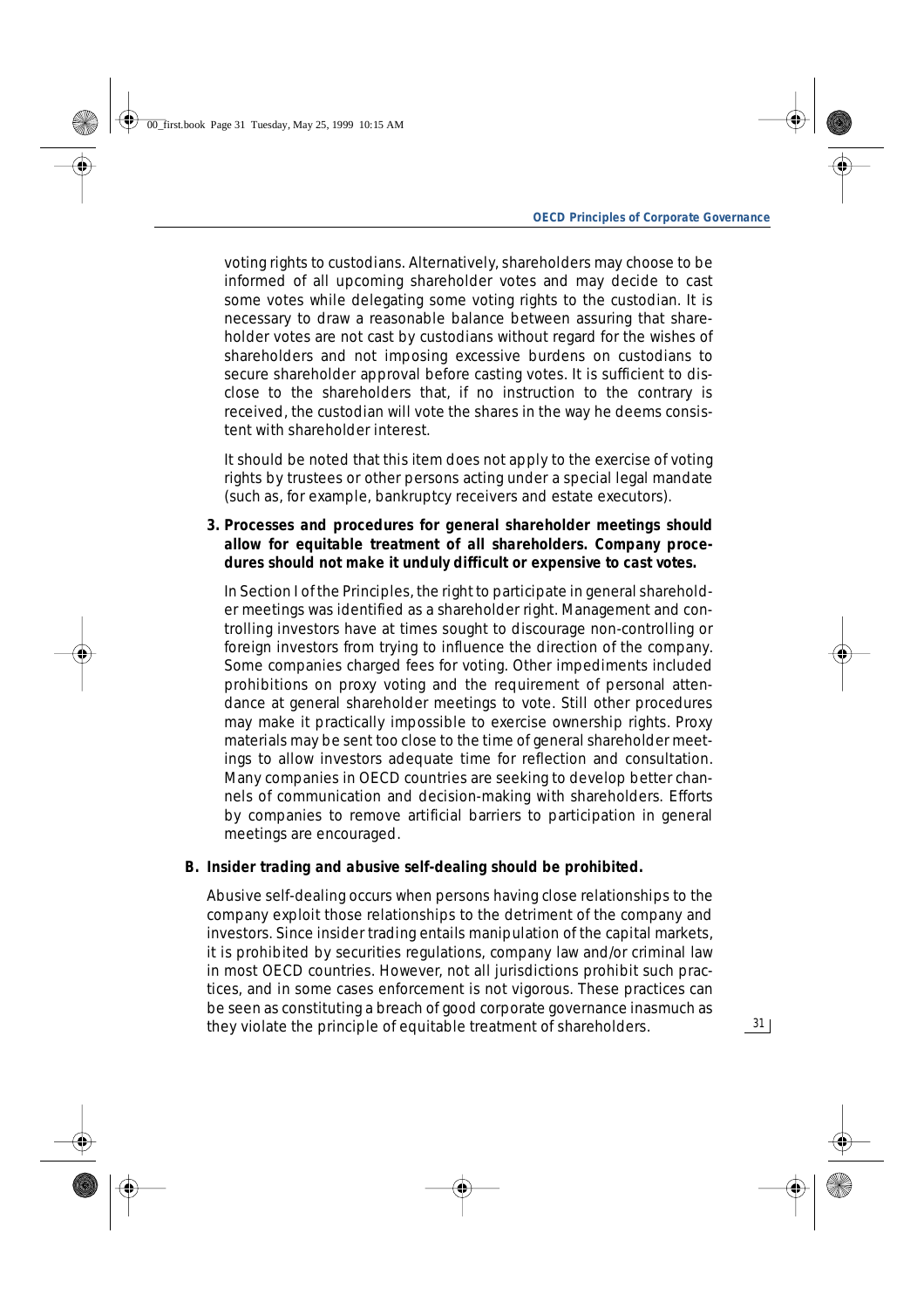voting rights to custodians. Alternatively, shareholders may choose to be informed of all upcoming shareholder votes and may decide to cast some votes while delegating some voting rights to the custodian. It is necessary to draw a reasonable balance between assuring that shareholder votes are not cast by custodians without regard for the wishes of shareholders and not imposing excessive burdens on custodians to secure shareholder approval before casting votes. It is sufficient to disclose to the shareholders that, if no instruction to the contrary is received, the custodian will vote the shares in the way he deems consistent with shareholder interest.

It should be noted that this item does not apply to the exercise of voting rights by trustees or other persons acting under a special legal mandate (such as, for example, bankruptcy receivers and estate executors).

**3. Processes and procedures for general shareholder meetings should allow for equitable treatment of all shareholders. Company procedures should not make it unduly difficult or expensive to cast votes.**

In Section I of the Principles, the right to participate in general shareholder meetings was identified as a shareholder right. Management and controlling investors have at times sought to discourage non-controlling or foreign investors from trying to influence the direction of the company. Some companies charged fees for voting. Other impediments included prohibitions on proxy voting and the requirement of personal attendance at general shareholder meetings to vote. Still other procedures may make it practically impossible to exercise ownership rights. Proxy materials may be sent too close to the time of general shareholder meetings to allow investors adequate time for reflection and consultation. Many companies in OECD countries are seeking to develop better channels of communication and decision-making with shareholders. Efforts by companies to remove artificial barriers to participation in general meetings are encouraged.

**B. Insider trading and abusive self-dealing should be prohibited.**

Abusive self-dealing occurs when persons having close relationships to the company exploit those relationships to the detriment of the company and investors. Since insider trading entails manipulation of the capital markets, it is prohibited by securities regulations, company law and/or criminal law in most OECD countries. However, not all jurisdictions prohibit such practices, and in some cases enforcement is not vigorous. These practices can be seen as constituting a breach of good corporate governance inasmuch as they violate the principle of equitable treatment of shareholders.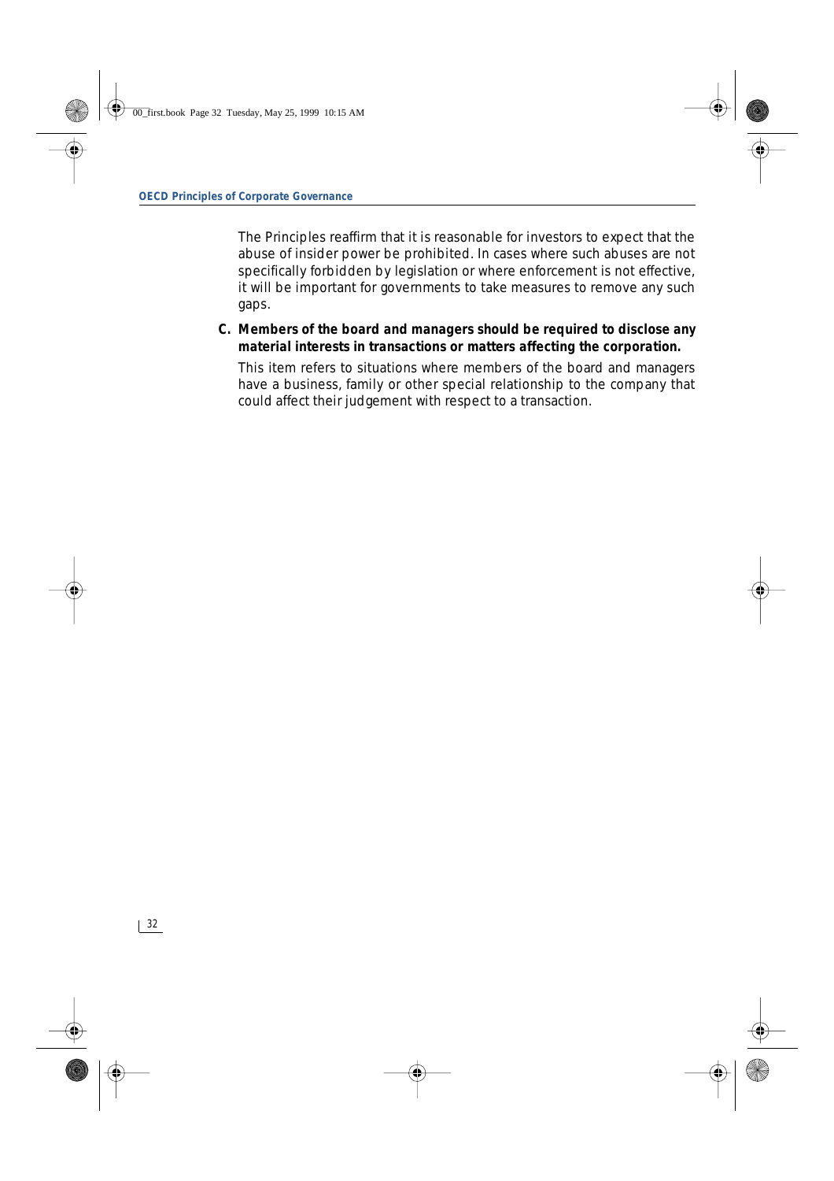The Principles reaffirm that it is reasonable for investors to expect that the abuse of insider power be prohibited. In cases where such abuses are not specifically forbidden by legislation or where enforcement is not effective, it will be important for governments to take measures to remove any such gaps.

**C. Members of the board and managers should be required to disclose any material interests in transactions or matters affecting the corporation.**

This item refers to situations where members of the board and managers have a business, family or other special relationship to the company that could affect their judgement with respect to a transaction.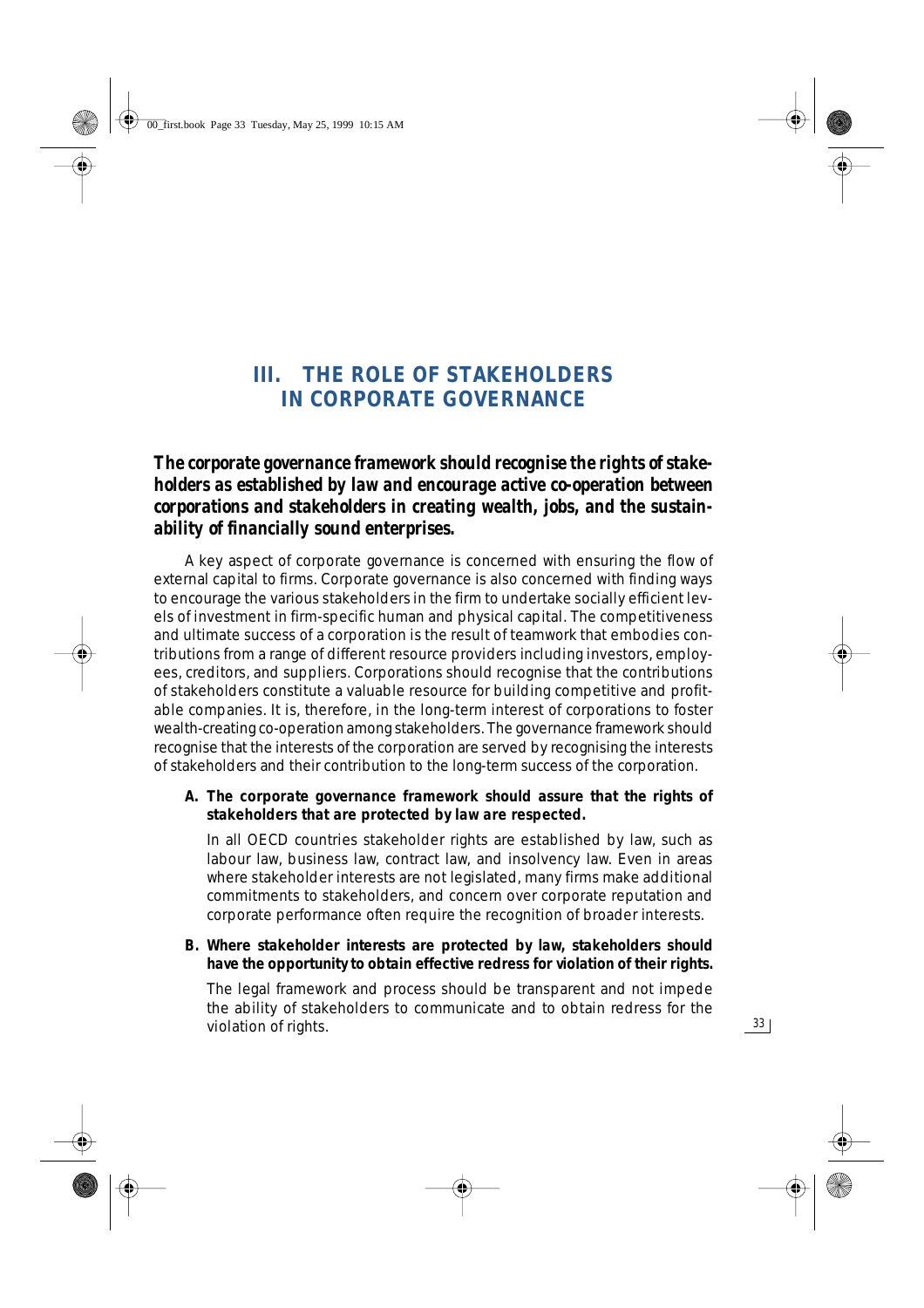# III. THE ROLE OF STAKEHOLDERS IN CORPORATE GOVERNANCE

***The corporate governance framework should recognise the rights of stakeholders as established by law and encourage active co-operation between corporations and stakeholders in creating wealth, jobs, and the sustainability of financially sound enterprises.***

A key aspect of corporate governance is concerned with ensuring the flow of external capital to firms. Corporate governance is also concerned with finding ways to encourage the various stakeholders in the firm to undertake socially efficient levels of investment in firm-specific human and physical capital. The competitiveness and ultimate success of a corporation is the result of teamwork that embodies contributions from a range of different resource providers including investors, employees, creditors, and suppliers. Corporations should recognise that the contributions of stakeholders constitute a valuable resource for building competitive and profitable companies. It is, therefore, in the long-term interest of corporations to foster wealth-creating co-operation among stakeholders. The governance framework should recognise that the interests of the corporation are served by recognising the interests of stakeholders and their contribution to the long-term success of the corporation.

**A. The corporate governance framework should assure that the rights of stakeholders that are protected by law are respected.**

In all OECD countries stakeholder rights are established by law, such as labour law, business law, contract law, and insolvency law. Even in areas where stakeholder interests are not legislated, many firms make additional commitments to stakeholders, and concern over corporate reputation and corporate performance often require the recognition of broader interests.

**B. Where stakeholder interests are protected by law, stakeholders should have the opportunity to obtain effective redress for violation of their rights.**

The legal framework and process should be transparent and not impede the ability of stakeholders to communicate and to obtain redress for the violation of rights.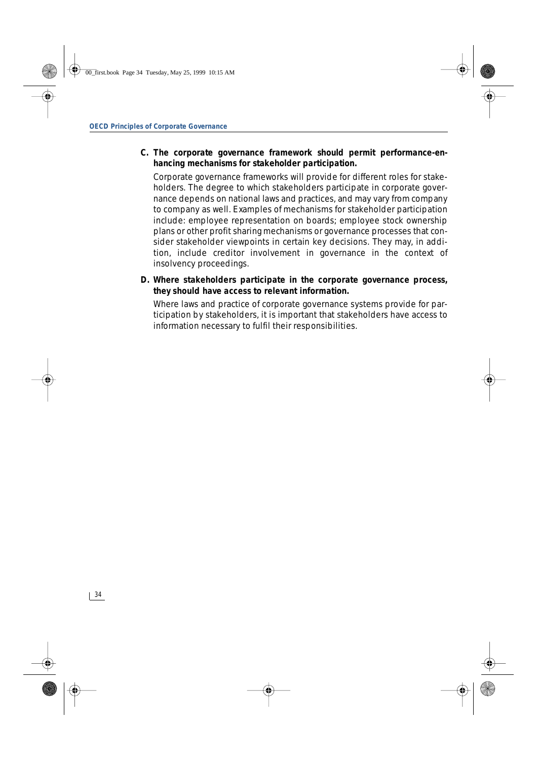**C. The corporate governance framework should permit performance-enhancing mechanisms for stakeholder participation.**

Corporate governance frameworks will provide for different roles for stakeholders. The degree to which stakeholders participate in corporate governance depends on national laws and practices, and may vary from company to company as well. Examples of mechanisms for stakeholder participation include: employee representation on boards; employee stock ownership plans or other profit sharing mechanisms or governance processes that consider stakeholder viewpoints in certain key decisions. They may, in addition, include creditor involvement in governance in the context of insolvency proceedings.

**D. Where stakeholders participate in the corporate governance process, they should have access to relevant information.**

Where laws and practice of corporate governance systems provide for participation by stakeholders, it is important that stakeholders have access to information necessary to fulfil their responsibilities.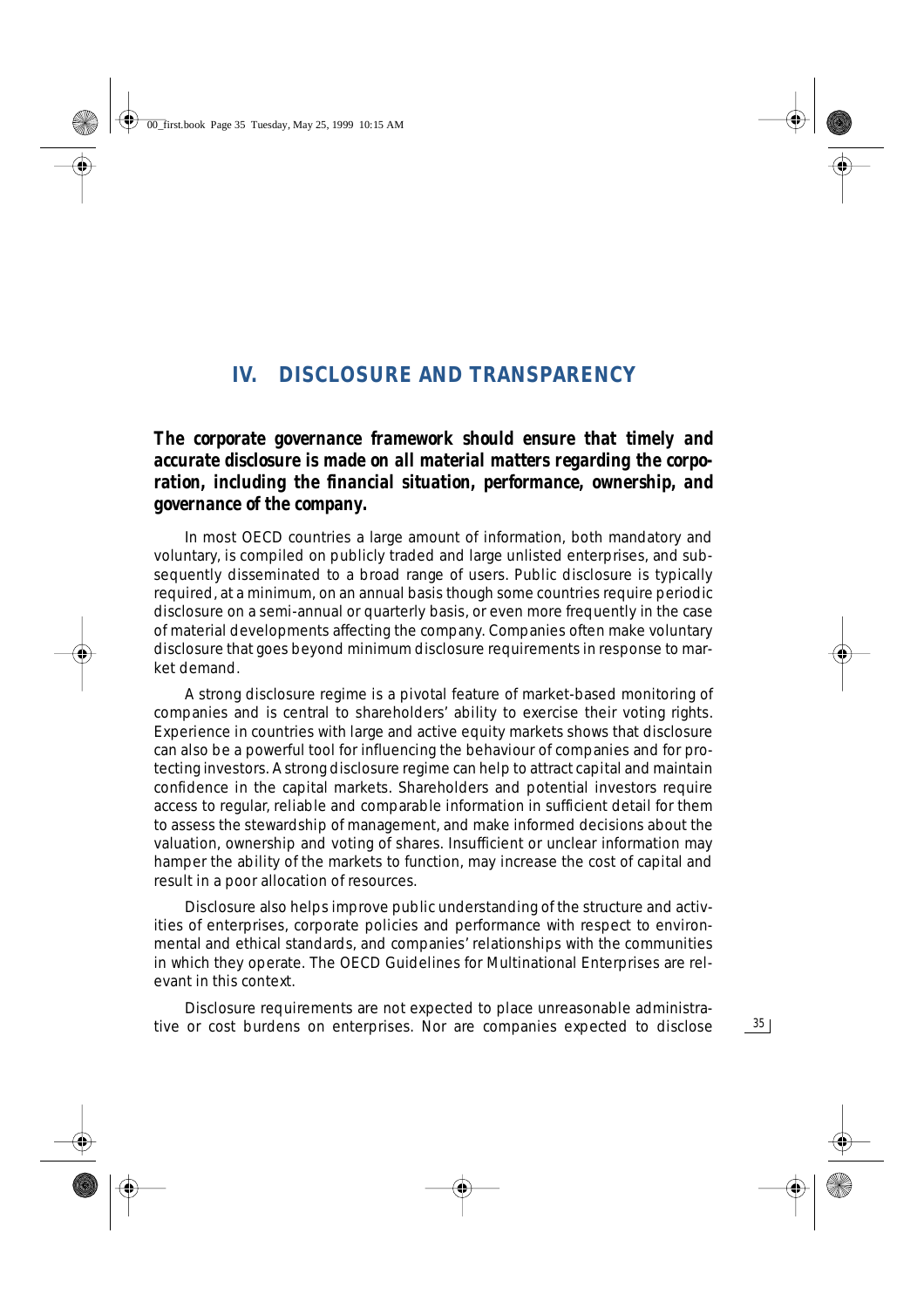## IV. DISCLOSURE AND TRANSPARENCY

***The corporate governance framework should ensure that timely and accurate disclosure is made on all material matters regarding the corporation, including the financial situation, performance, ownership, and governance of the company.***

In most OECD countries a large amount of information, both mandatory and voluntary, is compiled on publicly traded and large unlisted enterprises, and subsequently disseminated to a broad range of users. Public disclosure is typically required, at a minimum, on an annual basis though some countries require periodic disclosure on a semi-annual or quarterly basis, or even more frequently in the case of material developments affecting the company. Companies often make voluntary disclosure that goes beyond minimum disclosure requirements in response to market demand.

A strong disclosure regime is a pivotal feature of market-based monitoring of companies and is central to shareholders' ability to exercise their voting rights. Experience in countries with large and active equity markets shows that disclosure can also be a powerful tool for influencing the behaviour of companies and for protecting investors. A strong disclosure regime can help to attract capital and maintain confidence in the capital markets. Shareholders and potential investors require access to regular, reliable and comparable information in sufficient detail for them to assess the stewardship of management, and make informed decisions about the valuation, ownership and voting of shares. Insufficient or unclear information may hamper the ability of the markets to function, may increase the cost of capital and result in a poor allocation of resources.

Disclosure also helps improve public understanding of the structure and activities of enterprises, corporate policies and performance with respect to environmental and ethical standards, and companies' relationships with the communities in which they operate. The OECD Guidelines for Multinational Enterprises are relevant in this context.

Disclosure requirements are not expected to place unreasonable administrative or cost burdens on enterprises. Nor are companies expected to disclose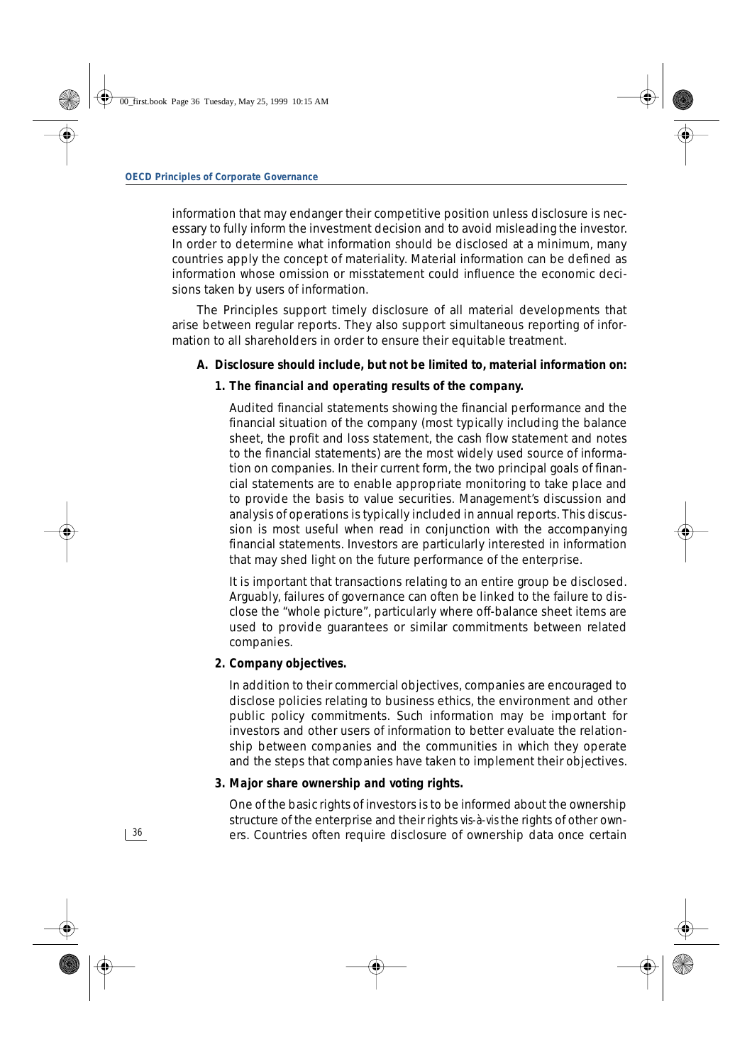information that may endanger their competitive position unless disclosure is necessary to fully inform the investment decision and to avoid misleading the investor. In order to determine what information should be disclosed at a minimum, many countries apply the concept of materiality. Material information can be defined as information whose omission or misstatement could influence the economic decisions taken by users of information.

The Principles support timely disclosure of all material developments that arise between regular reports. They also support simultaneous reporting of information to all shareholders in order to ensure their equitable treatment.

**A. Disclosure should include, but not be limited to, material information on:**

**1. The financial and operating results of the company.**

Audited financial statements showing the financial performance and the financial situation of the company (most typically including the balance sheet, the profit and loss statement, the cash flow statement and notes to the financial statements) are the most widely used source of information on companies. In their current form, the two principal goals of financial statements are to enable appropriate monitoring to take place and to provide the basis to value securities. Management's discussion and analysis of operations is typically included in annual reports. This discussion is most useful when read in conjunction with the accompanying financial statements. Investors are particularly interested in information that may shed light on the future performance of the enterprise.

It is important that transactions relating to an entire group be disclosed. Arguably, failures of governance can often be linked to the failure to disclose the "whole picture", particularly where off-balance sheet items are used to provide guarantees or similar commitments between related companies.

**2. Company objectives.**

In addition to their commercial objectives, companies are encouraged to disclose policies relating to business ethics, the environment and other public policy commitments. Such information may be important for investors and other users of information to better evaluate the relationship between companies and the communities in which they operate and the steps that companies have taken to implement their objectives.

**3. Major share ownership and voting rights.**

One of the basic rights of investors is to be informed about the ownership structure of the enterprise and their rights *vis-à-vis* the rights of other owners. Countries often require disclosure of ownership data once certain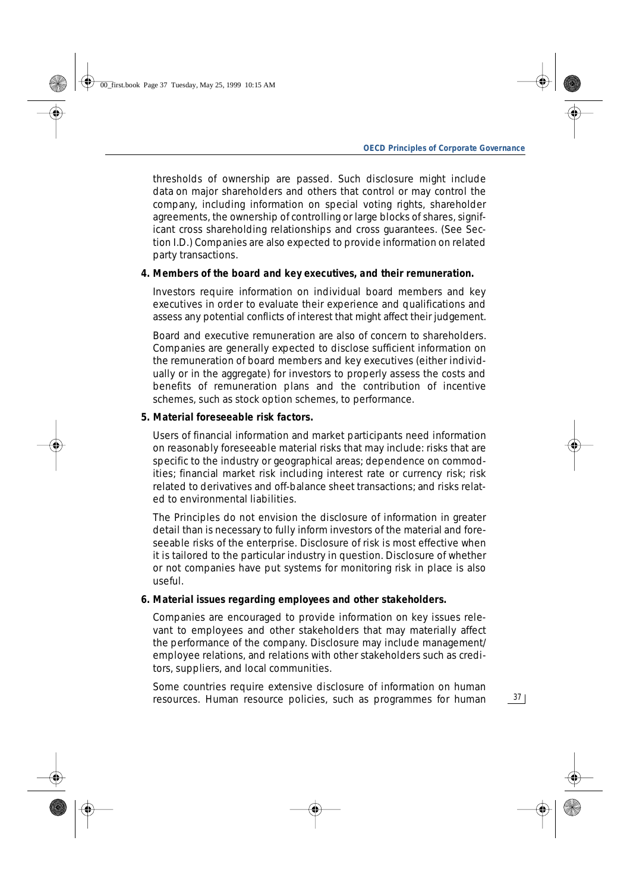thresholds of ownership are passed. Such disclosure might include data on major shareholders and others that control or may control the company, including information on special voting rights, shareholder agreements, the ownership of controlling or large blocks of shares, significant cross shareholding relationships and cross guarantees. (See Section I.D.) Companies are also expected to provide information on related party transactions.

**4. Members of the board and key executives, and their remuneration.**

Investors require information on individual board members and key executives in order to evaluate their experience and qualifications and assess any potential conflicts of interest that might affect their judgement.

Board and executive remuneration are also of concern to shareholders. Companies are generally expected to disclose sufficient information on the remuneration of board members and key executives (either individually or in the aggregate) for investors to properly assess the costs and benefits of remuneration plans and the contribution of incentive schemes, such as stock option schemes, to performance.

**5. Material foreseeable risk factors.**

Users of financial information and market participants need information on reasonably foreseeable material risks that may include: risks that are specific to the industry or geographical areas; dependence on commodities; financial market risk including interest rate or currency risk; risk related to derivatives and off-balance sheet transactions; and risks related to environmental liabilities.

The Principles do not envision the disclosure of information in greater detail than is necessary to fully inform investors of the material and foreseeable risks of the enterprise. Disclosure of risk is most effective when it is tailored to the particular industry in question. Disclosure of whether or not companies have put systems for monitoring risk in place is also useful.

**6. Material issues regarding employees and other stakeholders.**

Companies are encouraged to provide information on key issues relevant to employees and other stakeholders that may materially affect the performance of the company. Disclosure may include management/employee relations, and relations with other stakeholders such as creditors, suppliers, and local communities.

Some countries require extensive disclosure of information on human resources. Human resource policies, such as programmes for human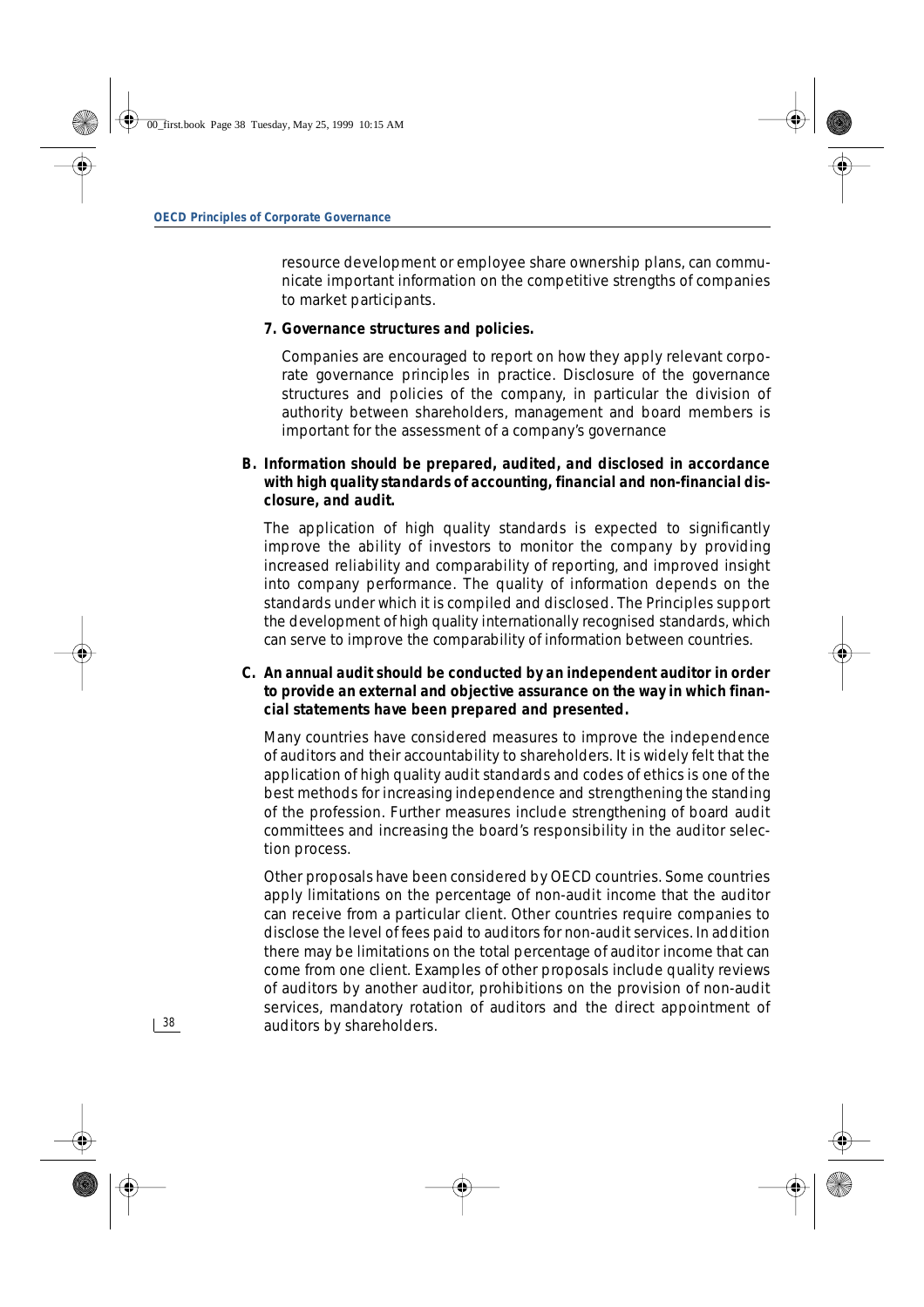resource development or employee share ownership plans, can communicate important information on the competitive strengths of companies to market participants.

**7. Governance structures and policies.**

Companies are encouraged to report on how they apply relevant corporate governance principles in practice. Disclosure of the governance structures and policies of the company, in particular the division of authority between shareholders, management and board members is important for the assessment of a company's governance

**B. Information should be prepared, audited, and disclosed in accordance with high quality standards of accounting, financial and non-financial disclosure, and audit.**

The application of high quality standards is expected to significantly improve the ability of investors to monitor the company by providing increased reliability and comparability of reporting, and improved insight into company performance. The quality of information depends on the standards under which it is compiled and disclosed. The Principles support the development of high quality internationally recognised standards, which can serve to improve the comparability of information between countries.

**C. An annual audit should be conducted by an independent auditor in order to provide an external and objective assurance on the way in which financial statements have been prepared and presented.**

Many countries have considered measures to improve the independence of auditors and their accountability to shareholders. It is widely felt that the application of high quality audit standards and codes of ethics is one of the best methods for increasing independence and strengthening the standing of the profession. Further measures include strengthening of board audit committees and increasing the board's responsibility in the auditor selection process.

Other proposals have been considered by OECD countries. Some countries apply limitations on the percentage of non-audit income that the auditor can receive from a particular client. Other countries require companies to disclose the level of fees paid to auditors for non-audit services. In addition there may be limitations on the total percentage of auditor income that can come from one client. Examples of other proposals include quality reviews of auditors by another auditor, prohibitions on the provision of non-audit services, mandatory rotation of auditors and the direct appointment of auditors by shareholders.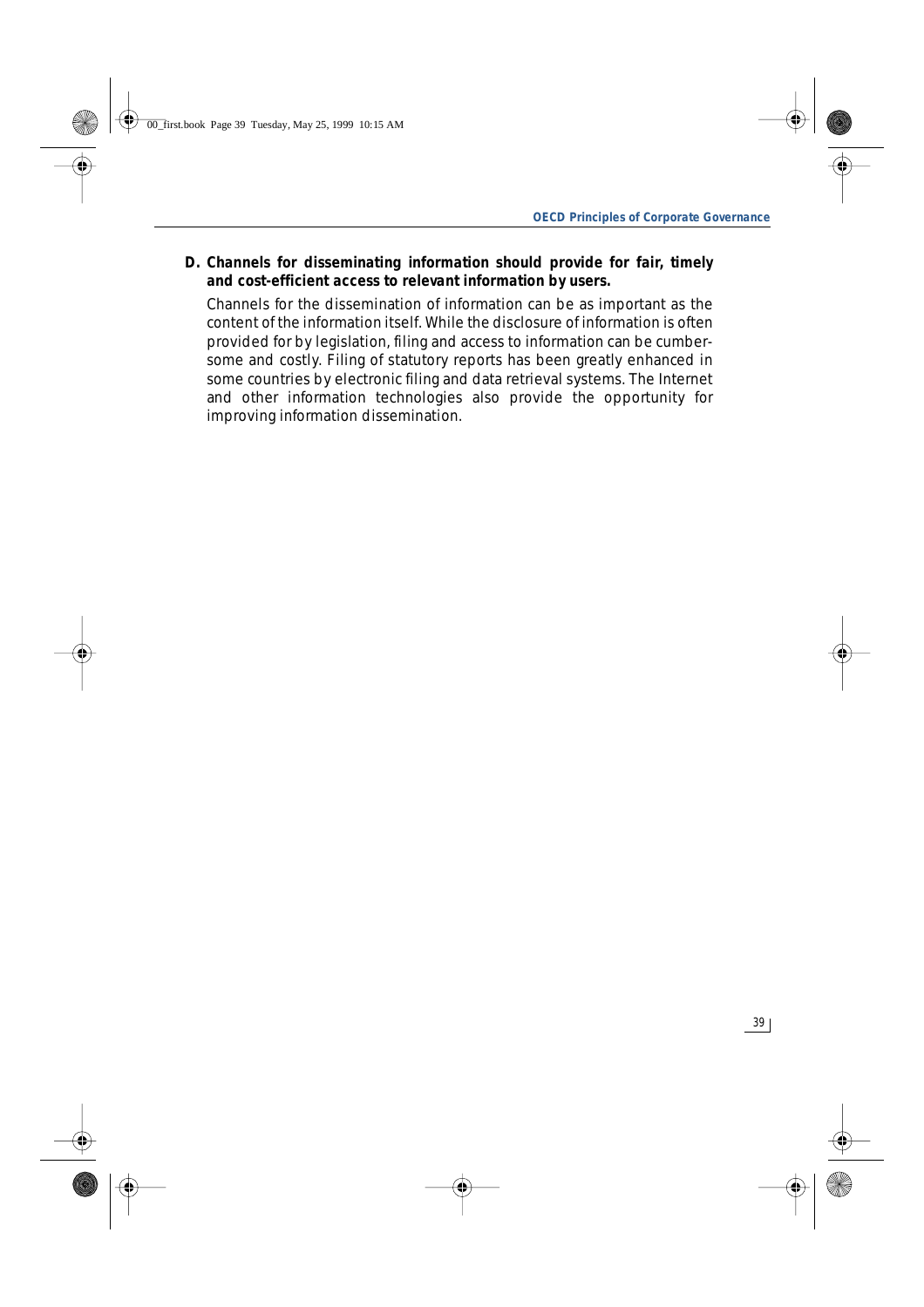**D. Channels for disseminating information should provide for fair, timely and cost-efficient access to relevant information by users.**

Channels for the dissemination of information can be as important as the content of the information itself. While the disclosure of information is often provided for by legislation, filing and access to information can be cumbersome and costly. Filing of statutory reports has been greatly enhanced in some countries by electronic filing and data retrieval systems. The Internet and other information technologies also provide the opportunity for improving information dissemination.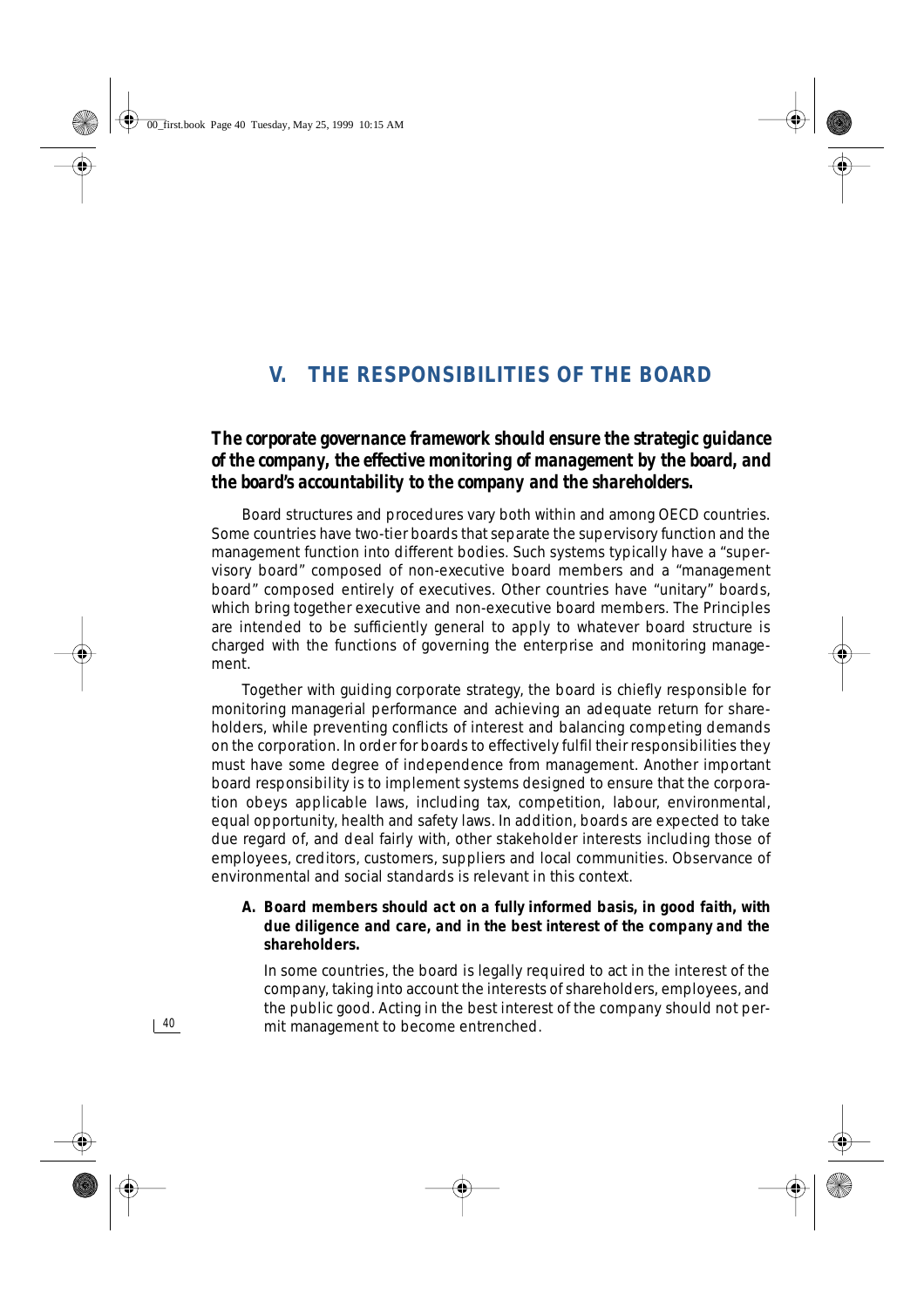# V. THE RESPONSIBILITIES OF THE BOARD

**The corporate governance framework should ensure the strategic guidance of the company, the effective monitoring of management by the board, and the board's accountability to the company and the shareholders.**

Board structures and procedures vary both within and among OECD countries. Some countries have two-tier boards that separate the supervisory function and the management function into different bodies. Such systems typically have a "supervisory board" composed of non-executive board members and a "management board" composed entirely of executives. Other countries have "unitary" boards, which bring together executive and non-executive board members. The Principles are intended to be sufficiently general to apply to whatever board structure is charged with the functions of governing the enterprise and monitoring management.

Together with guiding corporate strategy, the board is chiefly responsible for monitoring managerial performance and achieving an adequate return for shareholders, while preventing conflicts of interest and balancing competing demands on the corporation. In order for boards to effectively fulfil their responsibilities they must have some degree of independence from management. Another important board responsibility is to implement systems designed to ensure that the corporation obeys applicable laws, including tax, competition, labour, environmental, equal opportunity, health and safety laws. In addition, boards are expected to take due regard of, and deal fairly with, other stakeholder interests including those of employees, creditors, customers, suppliers and local communities. Observance of environmental and social standards is relevant in this context.

**A. Board members should act on a fully informed basis, in good faith, with due diligence and care, and in the best interest of the company and the shareholders.**

In some countries, the board is legally required to act in the interest of the company, taking into account the interests of shareholders, employees, and the public good. Acting in the best interest of the company should not permit management to become entrenched.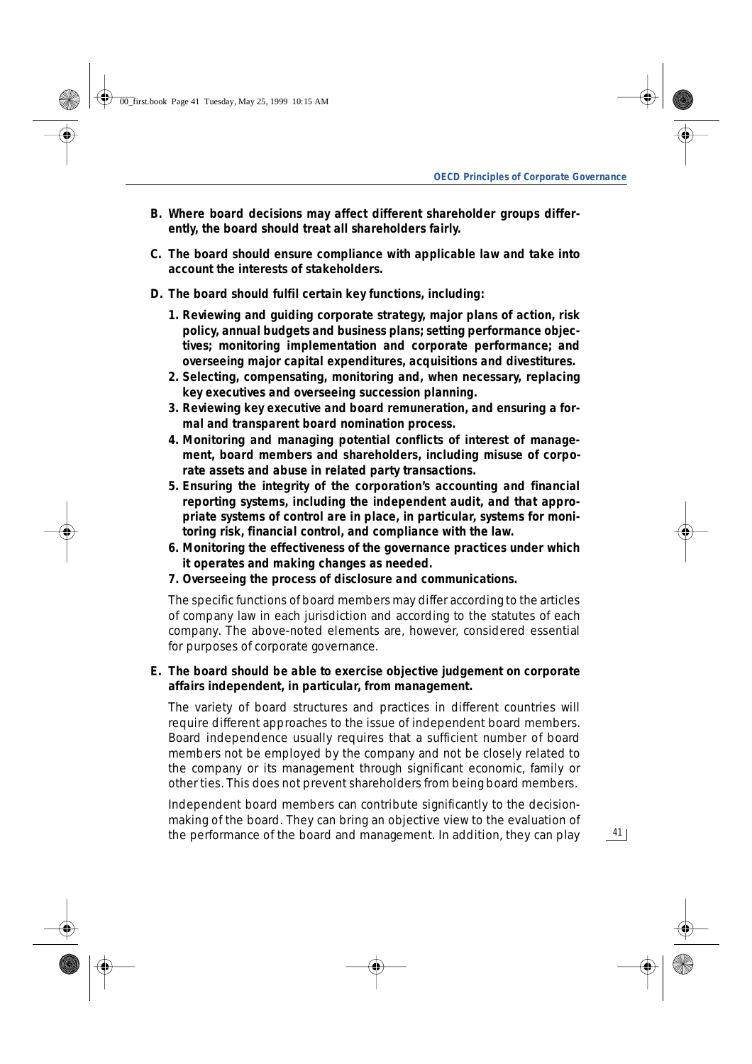**B. Where board decisions may affect different shareholder groups differently, the board should treat all shareholders fairly.**

**C. The board should ensure compliance with applicable law and take into account the interests of stakeholders.**

**D. The board should fulfil certain key functions, including:**

1. **Reviewing and guiding corporate strategy, major plans of action, risk policy, annual budgets and business plans; setting performance objectives; monitoring implementation and corporate performance; and overseeing major capital expenditures, acquisitions and divestitures.**
2. **Selecting, compensating, monitoring and, when necessary, replacing key executives and overseeing succession planning.**
3. **Reviewing key executive and board remuneration, and ensuring a formal and transparent board nomination process.**
4. **Monitoring and managing potential conflicts of interest of management, board members and shareholders, including misuse of corporate assets and abuse in related party transactions.**
5. **Ensuring the integrity of the corporation's accounting and financial reporting systems, including the independent audit, and that appropriate systems of control are in place, in particular, systems for monitoring risk, financial control, and compliance with the law.**
6. **Monitoring the effectiveness of the governance practices under which it operates and making changes as needed.**
7. **Overseeing the process of disclosure and communications.**

The specific functions of board members may differ according to the articles of company law in each jurisdiction and according to the statutes of each company. The above-noted elements are, however, considered essential for purposes of corporate governance.

**E. The board should be able to exercise objective judgement on corporate affairs independent, in particular, from management.**

The variety of board structures and practices in different countries will require different approaches to the issue of independent board members. Board independence usually requires that a sufficient number of board members not be employed by the company and not be closely related to the company or its management through significant economic, family or other ties. This does not prevent shareholders from being board members.

Independent board members can contribute significantly to the decision-making of the board. They can bring an objective view to the evaluation of the performance of the board and management. In addition, they can play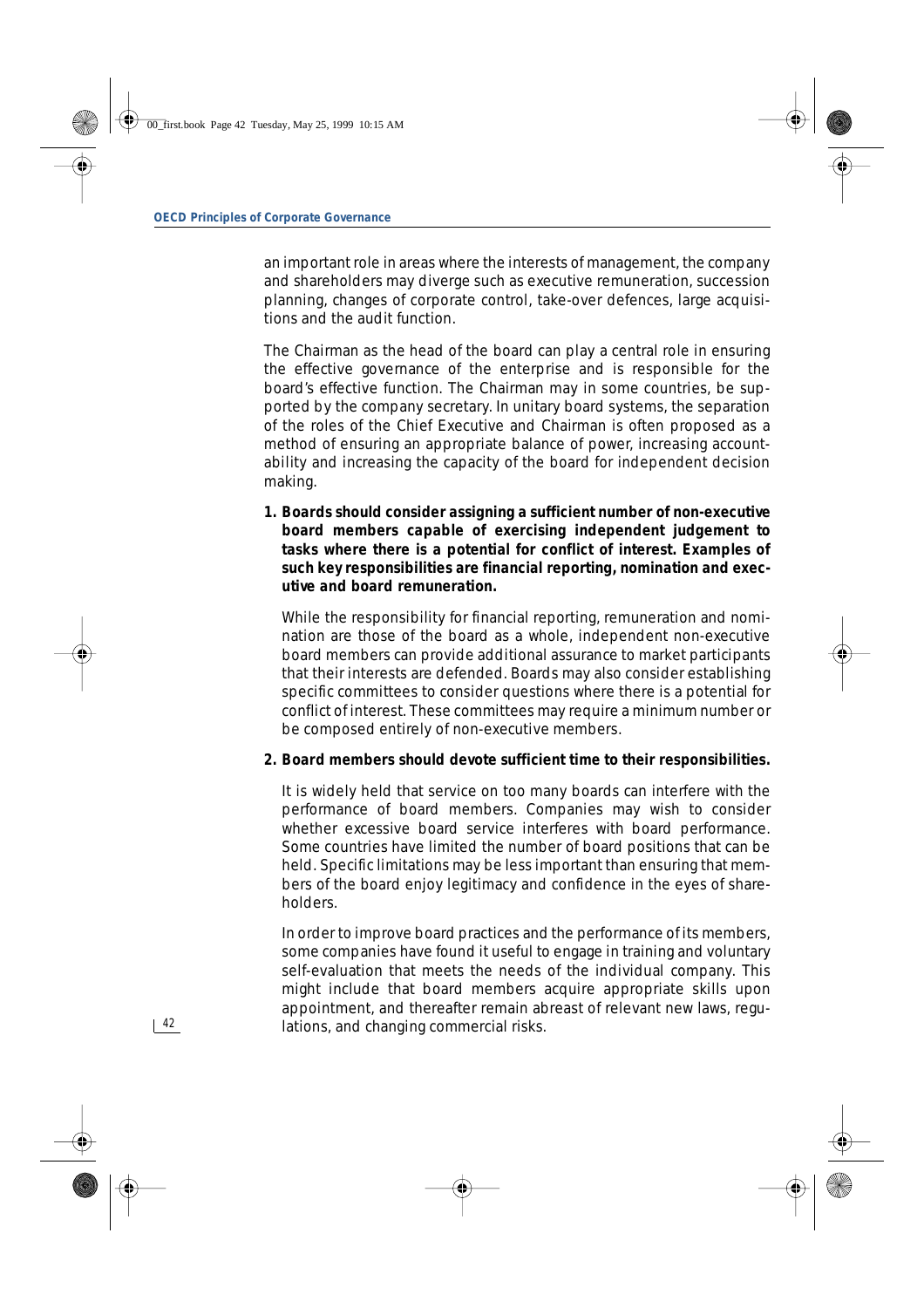an important role in areas where the interests of management, the company and shareholders may diverge such as executive remuneration, succession planning, changes of corporate control, take-over defences, large acquisitions and the audit function.

The Chairman as the head of the board can play a central role in ensuring the effective governance of the enterprise and is responsible for the board's effective function. The Chairman may in some countries, be supported by the company secretary. In unitary board systems, the separation of the roles of the Chief Executive and Chairman is often proposed as a method of ensuring an appropriate balance of power, increasing accountability and increasing the capacity of the board for independent decision making.

1. **Boards should consider assigning a sufficient number of non-executive board members capable of exercising independent judgement to tasks where there is a potential for conflict of interest. Examples of such key responsibilities are financial reporting, nomination and executive and board remuneration.**

   While the responsibility for financial reporting, remuneration and nomination are those of the board as a whole, independent non-executive board members can provide additional assurance to market participants that their interests are defended. Boards may also consider establishing specific committees to consider questions where there is a potential for conflict of interest. These committees may require a minimum number or be composed entirely of non-executive members.

2. **Board members should devote sufficient time to their responsibilities.**

   It is widely held that service on too many boards can interfere with the performance of board members. Companies may wish to consider whether excessive board service interferes with board performance. Some countries have limited the number of board positions that can be held. Specific limitations may be less important than ensuring that members of the board enjoy legitimacy and confidence in the eyes of shareholders.

   In order to improve board practices and the performance of its members, some companies have found it useful to engage in training and voluntary self-evaluation that meets the needs of the individual company. This might include that board members acquire appropriate skills upon appointment, and thereafter remain abreast of relevant new laws, regulations, and changing commercial risks.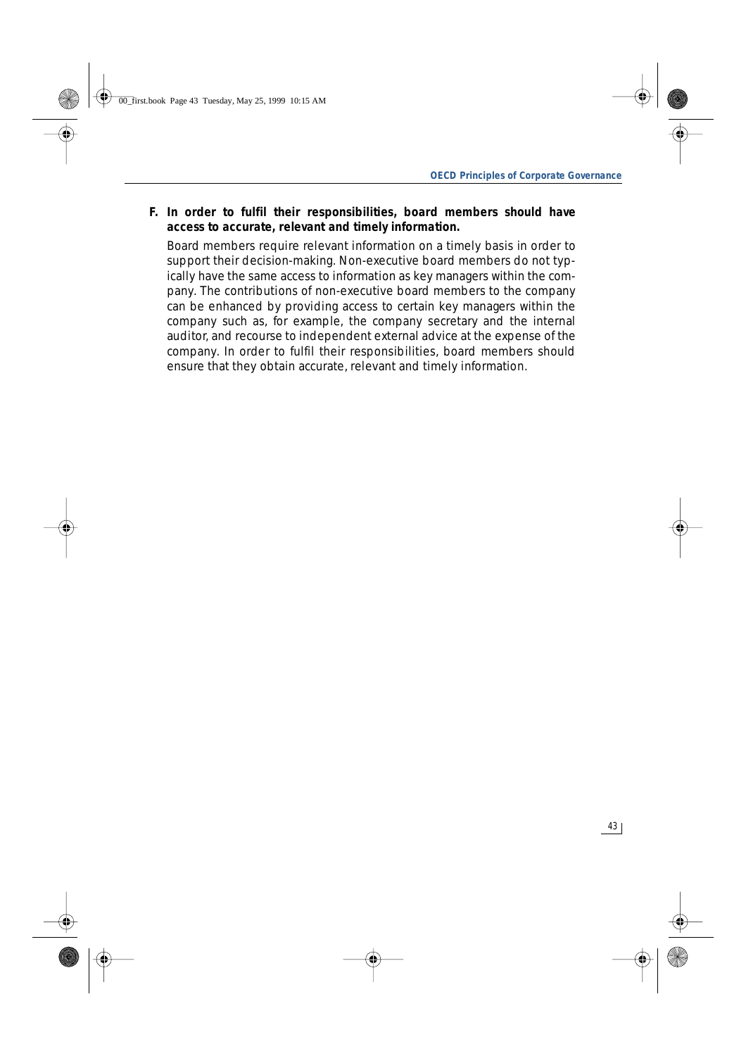**F. In order to fulfil their responsibilities, board members should have access to accurate, relevant and timely information.**

Board members require relevant information on a timely basis in order to support their decision-making. Non-executive board members do not typically have the same access to information as key managers within the company. The contributions of non-executive board members to the company can be enhanced by providing access to certain key managers within the company such as, for example, the company secretary and the internal auditor, and recourse to independent external advice at the expense of the company. In order to fulfil their responsibilities, board members should ensure that they obtain accurate, relevant and timely information.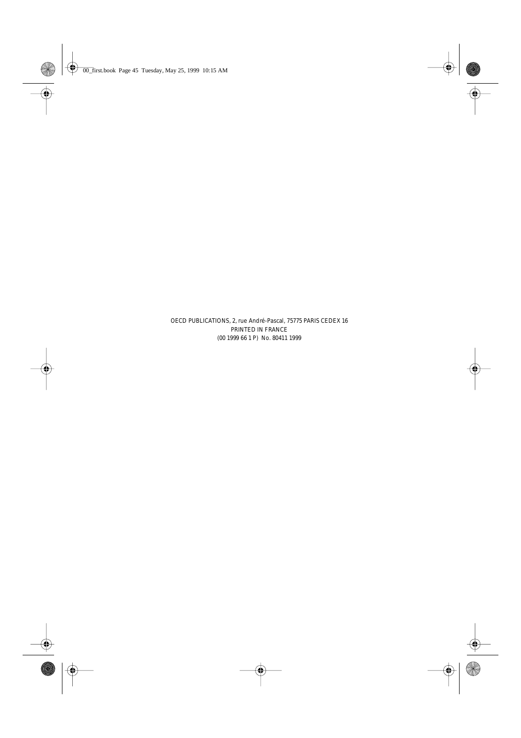OECD PUBLICATIONS, 2, rue André-Pascal, 75775 PARIS CEDEX 16
PRINTED IN FRANCE
(00 1999 66 1 P) No. 80411 1999